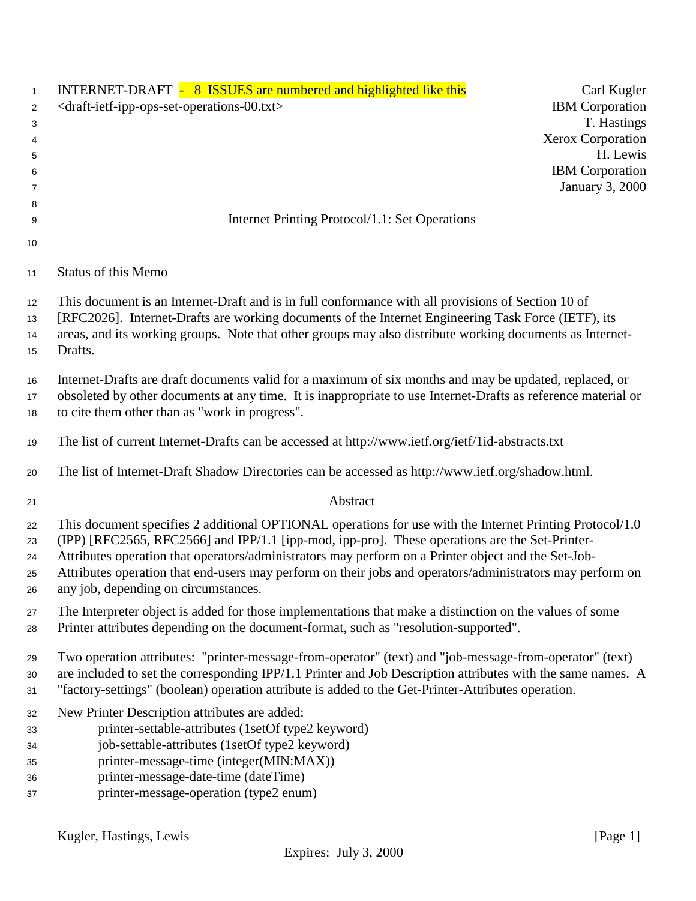INTERNET-DRAFT - 8 ISSUES are numbered and highlighted like this
<draft-ietf-ipp-ops-set-operations-00.txt>

Carl Kugler
IBM Corporation
T. Hastings
Xerox Corporation
H. Lewis
IBM Corporation
January 3, 2000

# Internet Printing Protocol/1.1: Set Operations

## Status of this Memo

This document is an Internet-Draft and is in full conformance with all provisions of Section 10 of [RFC2026]. Internet-Drafts are working documents of the Internet Engineering Task Force (IETF), its areas, and its working groups. Note that other groups may also distribute working documents as Internet-Drafts.

Internet-Drafts are draft documents valid for a maximum of six months and may be updated, replaced, or obsoleted by other documents at any time. It is inappropriate to use Internet-Drafts as reference material or to cite them other than as "work in progress".

The list of current Internet-Drafts can be accessed at http://www.ietf.org/ietf/1id-abstracts.txt

The list of Internet-Draft Shadow Directories can be accessed as http://www.ietf.org/shadow.html.

## Abstract

This document specifies 2 additional OPTIONAL operations for use with the Internet Printing Protocol/1.0 (IPP) [RFC2565, RFC2566] and IPP/1.1 [ipp-mod, ipp-pro]. These operations are the Set-Printer-Attributes operation that operators/administrators may perform on a Printer object and the Set-Job-Attributes operation that end-users may perform on their jobs and operators/administrators may perform on any job, depending on circumstances.

The Interpreter object is added for those implementations that make a distinction on the values of some Printer attributes depending on the document-format, such as "resolution-supported".

Two operation attributes: "printer-message-from-operator" (text) and "job-message-from-operator" (text) are included to set the corresponding IPP/1.1 Printer and Job Description attributes with the same names. A "factory-settings" (boolean) operation attribute is added to the Get-Printer-Attributes operation.

New Printer Description attributes are added:

- printer-settable-attributes (1setOf type2 keyword)
- job-settable-attributes (1setOf type2 keyword)
- printer-message-time (integer(MIN:MAX))
- printer-message-date-time (dateTime)
- printer-message-operation (type2 enum)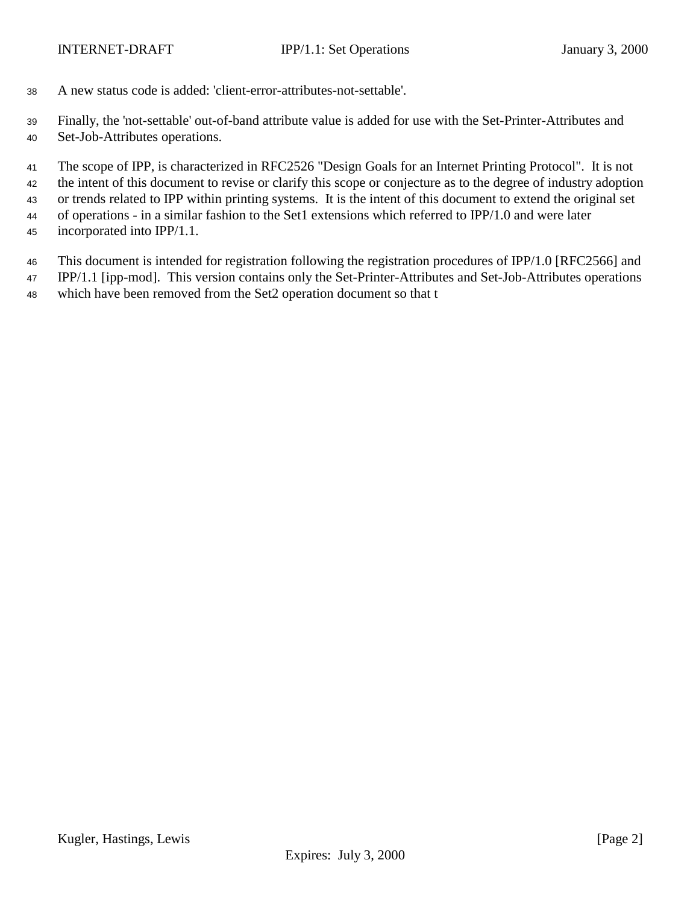A new status code is added: 'client-error-attributes-not-settable'.

Finally, the 'not-settable' out-of-band attribute value is added for use with the Set-Printer-Attributes and Set-Job-Attributes operations.

The scope of IPP, is characterized in RFC2526 "Design Goals for an Internet Printing Protocol". It is not the intent of this document to revise or clarify this scope or conjecture as to the degree of industry adoption or trends related to IPP within printing systems. It is the intent of this document to extend the original set of operations - in a similar fashion to the Set1 extensions which referred to IPP/1.0 and were later incorporated into IPP/1.1.

This document is intended for registration following the registration procedures of IPP/1.0 [RFC2566] and IPP/1.1 [ipp-mod]. This version contains only the Set-Printer-Attributes and Set-Job-Attributes operations which have been removed from the Set2 operation document so that t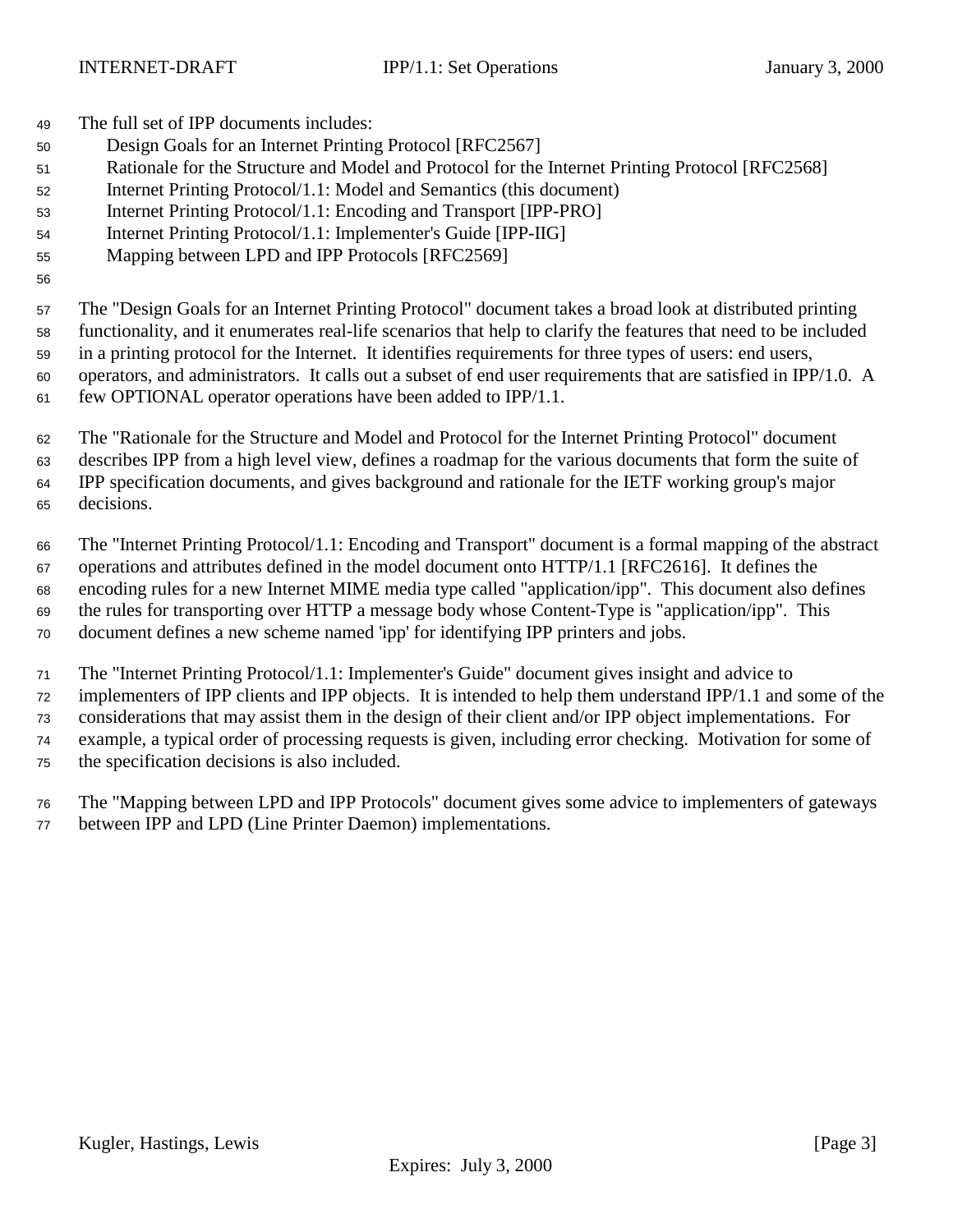The full set of IPP documents includes:

- Design Goals for an Internet Printing Protocol [RFC2567]
- Rationale for the Structure and Model and Protocol for the Internet Printing Protocol [RFC2568]
- Internet Printing Protocol/1.1: Model and Semantics (this document)
- Internet Printing Protocol/1.1: Encoding and Transport [IPP-PRO]
- Internet Printing Protocol/1.1: Implementer's Guide [IPP-IIG]
- Mapping between LPD and IPP Protocols [RFC2569]

The "Design Goals for an Internet Printing Protocol" document takes a broad look at distributed printing functionality, and it enumerates real-life scenarios that help to clarify the features that need to be included in a printing protocol for the Internet. It identifies requirements for three types of users: end users, operators, and administrators. It calls out a subset of end user requirements that are satisfied in IPP/1.0. A few OPTIONAL operator operations have been added to IPP/1.1.

The "Rationale for the Structure and Model and Protocol for the Internet Printing Protocol" document describes IPP from a high level view, defines a roadmap for the various documents that form the suite of IPP specification documents, and gives background and rationale for the IETF working group's major decisions.

The "Internet Printing Protocol/1.1: Encoding and Transport" document is a formal mapping of the abstract operations and attributes defined in the model document onto HTTP/1.1 [RFC2616]. It defines the encoding rules for a new Internet MIME media type called "application/ipp". This document also defines the rules for transporting over HTTP a message body whose Content-Type is "application/ipp". This document defines a new scheme named 'ipp' for identifying IPP printers and jobs.

The "Internet Printing Protocol/1.1: Implementer's Guide" document gives insight and advice to implementers of IPP clients and IPP objects. It is intended to help them understand IPP/1.1 and some of the considerations that may assist them in the design of their client and/or IPP object implementations. For example, a typical order of processing requests is given, including error checking. Motivation for some of the specification decisions is also included.

The "Mapping between LPD and IPP Protocols" document gives some advice to implementers of gateways between IPP and LPD (Line Printer Daemon) implementations.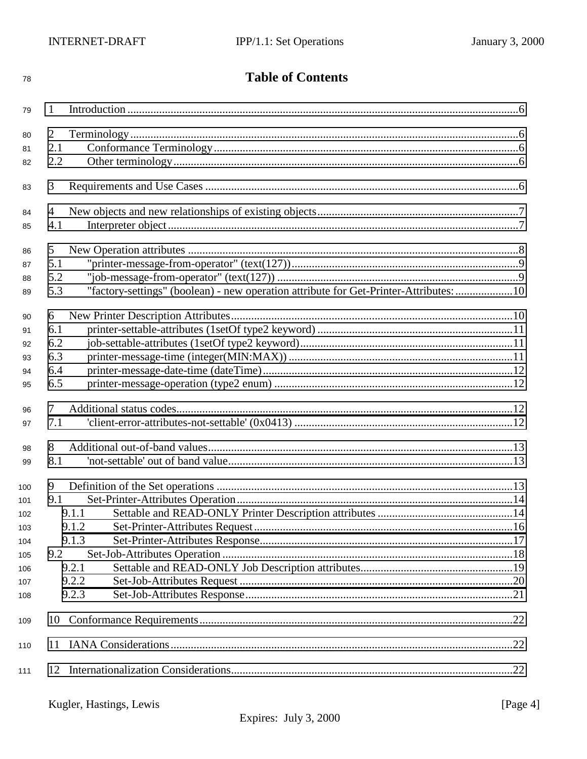# Table of Contents

1 Introduction ........................................................................................................................................6

2 Terminology.......................................................................................................................................6
2.1 Conformance Terminology..........................................................................................................6
2.2 Other terminology........................................................................................................................6

3 Requirements and Use Cases ............................................................................................................6

4 New objects and new relationships of existing objects......................................................................7
4.1 Interpreter object..........................................................................................................................7

5 New Operation attributes ..................................................................................................................8
5.1 "printer-message-from-operator" (text(127))..............................................................................9
5.2 "job-message-from-operator" (text(127)) ...................................................................................9
5.3 "factory-settings" (boolean) - new operation attribute for Get-Printer-Attributes:....................10

6 New Printer Description Attributes..................................................................................................10
6.1 printer-settable-attributes (1setOf type2 keyword) ....................................................................11
6.2 job-settable-attributes (1setOf type2 keyword)..........................................................................11
6.3 printer-message-time (integer(MIN:MAX)) ..............................................................................11
6.4 printer-message-date-time (dateTime).......................................................................................12
6.5 printer-message-operation (type2 enum) ...................................................................................12

7 Additional status codes....................................................................................................................12
7.1 'client-error-attributes-not-settable' (0x0413) ............................................................................12

8 Additional out-of-band values.........................................................................................................13
8.1 'not-settable' out of band value...................................................................................................13

9 Definition of the Set operations .......................................................................................................13
9.1 Set-Printer-Attributes Operation................................................................................................14
9.1.1 Settable and READ-ONLY Printer Description attributes ...............................................14
9.1.2 Set-Printer-Attributes Request..........................................................................................16
9.1.3 Set-Printer-Attributes Response........................................................................................17
9.2 Set-Job-Attributes Operation ....................................................................................................18
9.2.1 Settable and READ-ONLY Job Description attributes.....................................................19
9.2.2 Set-Job-Attributes Request ...............................................................................................20
9.2.3 Set-Job-Attributes Response.............................................................................................21

10 Conformance Requirements............................................................................................................22

11 IANA Considerations.......................................................................................................................22

12 Internationalization Considerations.................................................................................................22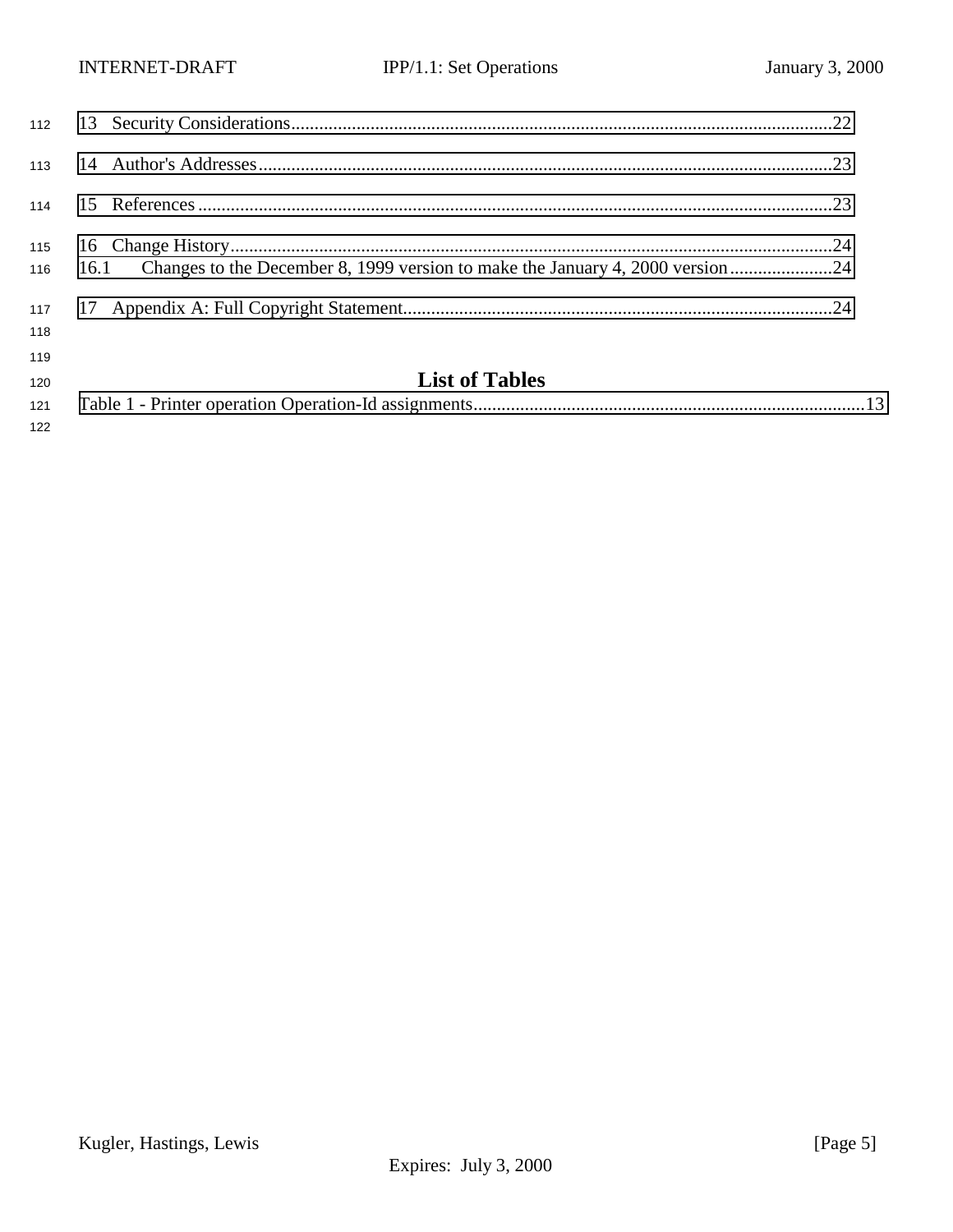13 Security Considerations....................................................................................................................22

14 Author's Addresses...........................................................................................................................23

15 References........................................................................................................................................23

16 Change History.................................................................................................................................24
16.1 Changes to the December 8, 1999 version to make the January 4, 2000 version......................24

17 Appendix A: Full Copyright Statement............................................................................................24

## List of Tables

Table 1 - Printer operation Operation-Id assignments....................................................................................13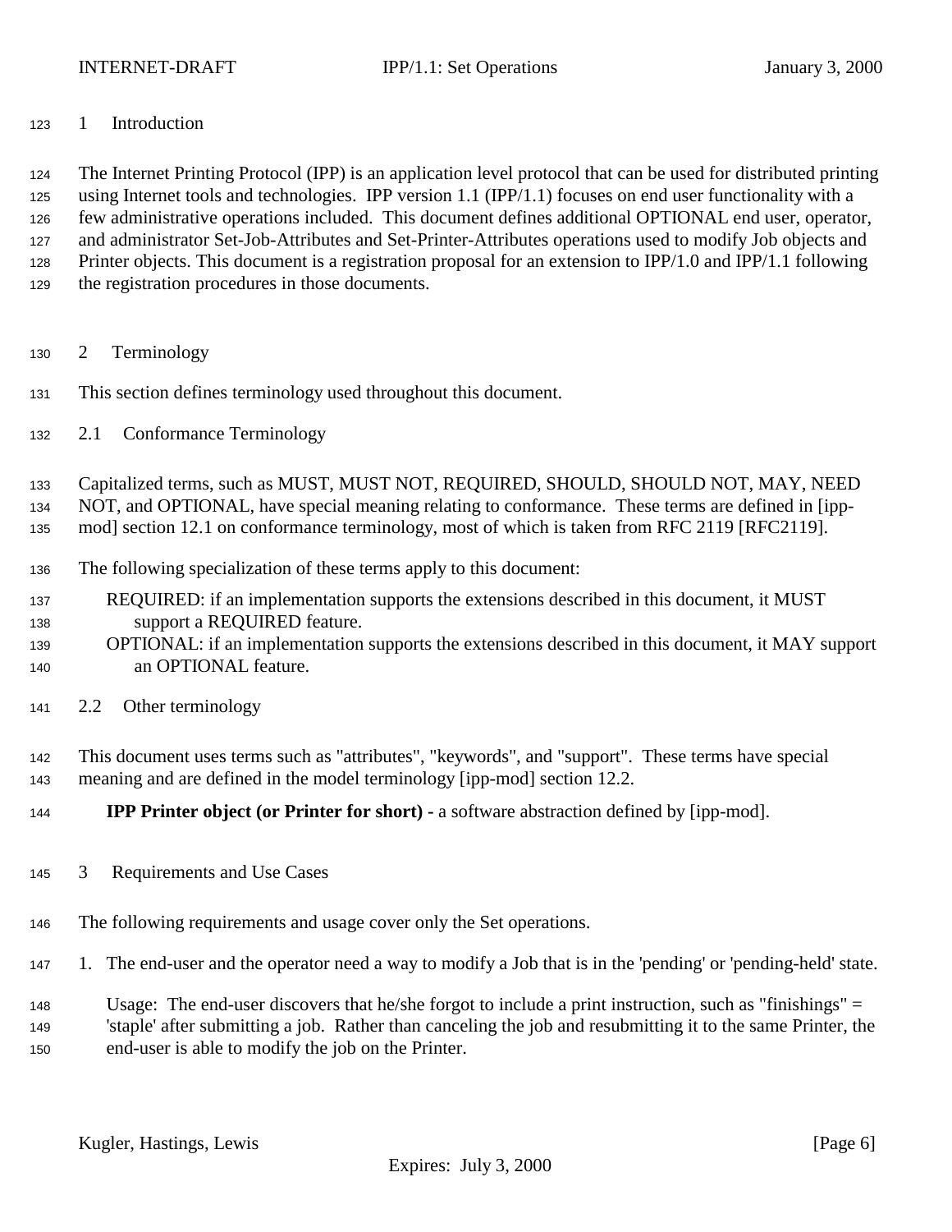# 1 Introduction

The Internet Printing Protocol (IPP) is an application level protocol that can be used for distributed printing using Internet tools and technologies. IPP version 1.1 (IPP/1.1) focuses on end user functionality with a few administrative operations included. This document defines additional OPTIONAL end user, operator, and administrator Set-Job-Attributes and Set-Printer-Attributes operations used to modify Job objects and Printer objects. This document is a registration proposal for an extension to IPP/1.0 and IPP/1.1 following the registration procedures in those documents.

# 2 Terminology

This section defines terminology used throughout this document.

## 2.1 Conformance Terminology

Capitalized terms, such as MUST, MUST NOT, REQUIRED, SHOULD, SHOULD NOT, MAY, NEED NOT, and OPTIONAL, have special meaning relating to conformance. These terms are defined in [ipp-mod] section 12.1 on conformance terminology, most of which is taken from RFC 2119 [RFC2119].

The following specialization of these terms apply to this document:

REQUIRED: if an implementation supports the extensions described in this document, it MUST support a REQUIRED feature.
OPTIONAL: if an implementation supports the extensions described in this document, it MAY support an OPTIONAL feature.

## 2.2 Other terminology

This document uses terms such as "attributes", "keywords", and "support". These terms have special meaning and are defined in the model terminology [ipp-mod] section 12.2.

**IPP Printer object (or Printer for short) -** a software abstraction defined by [ipp-mod].

# 3 Requirements and Use Cases

The following requirements and usage cover only the Set operations.

1. The end-user and the operator need a way to modify a Job that is in the 'pending' or 'pending-held' state.

   Usage: The end-user discovers that he/she forgot to include a print instruction, such as "finishings" = 'staple' after submitting a job. Rather than canceling the job and resubmitting it to the same Printer, the end-user is able to modify the job on the Printer.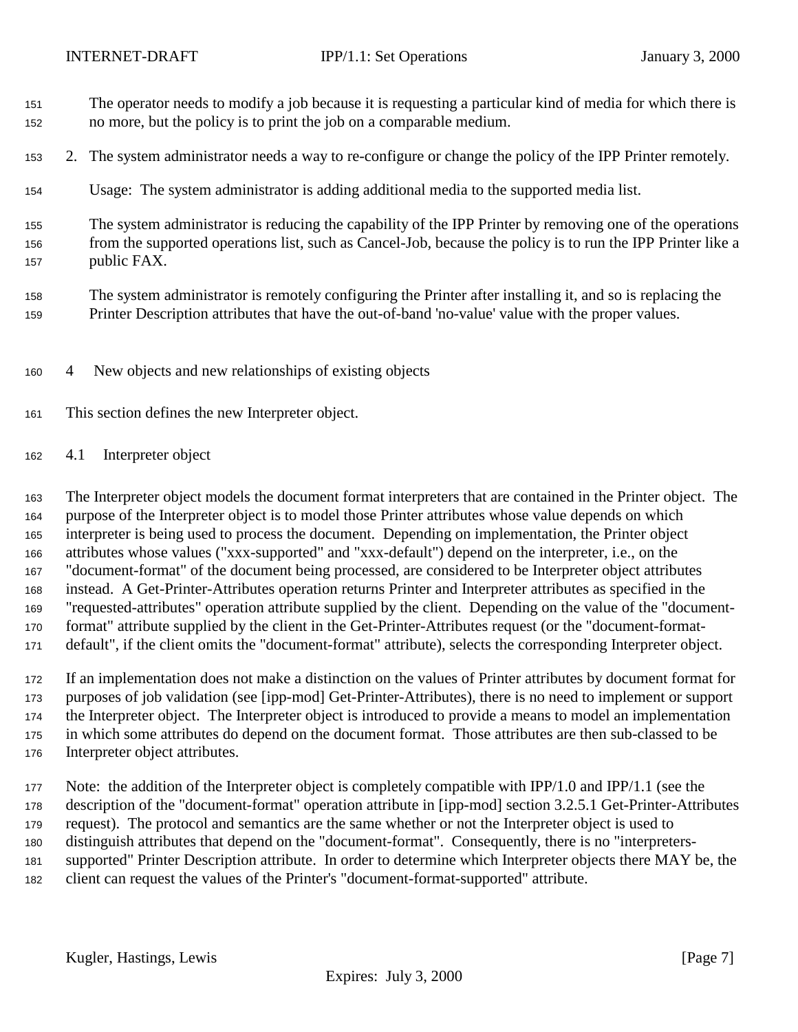The operator needs to modify a job because it is requesting a particular kind of media for which there is no more, but the policy is to print the job on a comparable medium.

2. The system administrator needs a way to re-configure or change the policy of the IPP Printer remotely.

   Usage: The system administrator is adding additional media to the supported media list.

   The system administrator is reducing the capability of the IPP Printer by removing one of the operations from the supported operations list, such as Cancel-Job, because the policy is to run the IPP Printer like a public FAX.

   The system administrator is remotely configuring the Printer after installing it, and so is replacing the Printer Description attributes that have the out-of-band 'no-value' value with the proper values.

# 4 New objects and new relationships of existing objects

This section defines the new Interpreter object.

## 4.1 Interpreter object

The Interpreter object models the document format interpreters that are contained in the Printer object. The purpose of the Interpreter object is to model those Printer attributes whose value depends on which interpreter is being used to process the document. Depending on implementation, the Printer object attributes whose values ("xxx-supported" and "xxx-default") depend on the interpreter, i.e., on the "document-format" of the document being processed, are considered to be Interpreter object attributes instead. A Get-Printer-Attributes operation returns Printer and Interpreter attributes as specified in the "requested-attributes" operation attribute supplied by the client. Depending on the value of the "document-format" attribute supplied by the client in the Get-Printer-Attributes request (or the "document-format-default", if the client omits the "document-format" attribute), selects the corresponding Interpreter object.

If an implementation does not make a distinction on the values of Printer attributes by document format for purposes of job validation (see [ipp-mod] Get-Printer-Attributes), there is no need to implement or support the Interpreter object. The Interpreter object is introduced to provide a means to model an implementation in which some attributes do depend on the document format. Those attributes are then sub-classed to be Interpreter object attributes.

Note: the addition of the Interpreter object is completely compatible with IPP/1.0 and IPP/1.1 (see the description of the "document-format" operation attribute in [ipp-mod] section 3.2.5.1 Get-Printer-Attributes request). The protocol and semantics are the same whether or not the Interpreter object is used to distinguish attributes that depend on the "document-format". Consequently, there is no "interpreters-supported" Printer Description attribute. In order to determine which Interpreter objects there MAY be, the client can request the values of the Printer's "document-format-supported" attribute.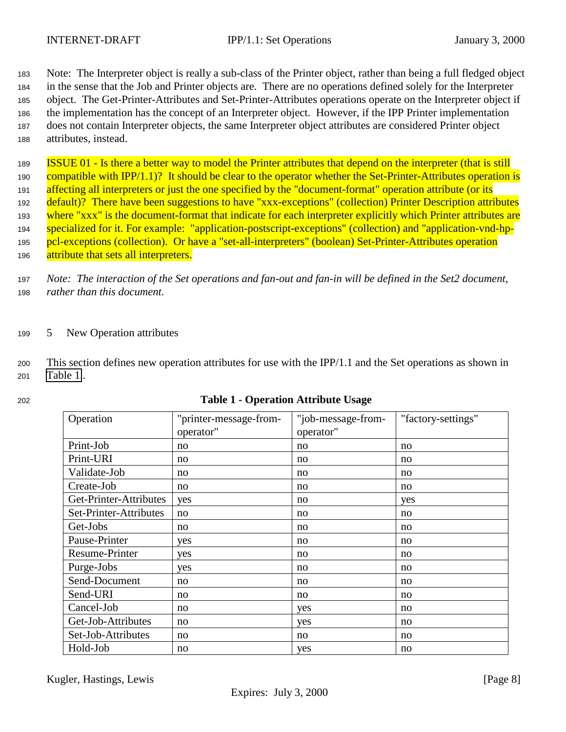Note: The Interpreter object is really a sub-class of the Printer object, rather than being a full fledged object in the sense that the Job and Printer objects are. There are no operations defined solely for the Interpreter object. The Get-Printer-Attributes and Set-Printer-Attributes operations operate on the Interpreter object if the implementation has the concept of an Interpreter object. However, if the IPP Printer implementation does not contain Interpreter objects, the same Interpreter object attributes are considered Printer object attributes, instead.

ISSUE 01 - Is there a better way to model the Printer attributes that depend on the interpreter (that is still compatible with IPP/1.1)? It should be clear to the operator whether the Set-Printer-Attributes operation is affecting all interpreters or just the one specified by the "document-format" operation attribute (or its default)? There have been suggestions to have "xxx-exceptions" (collection) Printer Description attributes where "xxx" is the document-format that indicate for each interpreter explicitly which Printer attributes are specialized for it. For example: "application-postscript-exceptions" (collection) and "application-vnd-hp-pcl-exceptions (collection). Or have a "set-all-interpreters" (boolean) Set-Printer-Attributes operation attribute that sets all interpreters.

*Note: The interaction of the Set operations and fan-out and fan-in will be defined in the Set2 document, rather than this document.*

# 5 New Operation attributes

This section defines new operation attributes for use with the IPP/1.1 and the Set operations as shown in Table 1.

**Table 1 - Operation Attribute Usage**

| Operation | "printer-message-from-operator" | "job-message-from-operator" | "factory-settings" |
|---|---|---|---|
| Print-Job | no | no | no |
| Print-URI | no | no | no |
| Validate-Job | no | no | no |
| Create-Job | no | no | no |
| Get-Printer-Attributes | yes | no | yes |
| Set-Printer-Attributes | no | no | no |
| Get-Jobs | no | no | no |
| Pause-Printer | yes | no | no |
| Resume-Printer | yes | no | no |
| Purge-Jobs | yes | no | no |
| Send-Document | no | no | no |
| Send-URI | no | no | no |
| Cancel-Job | no | yes | no |
| Get-Job-Attributes | no | yes | no |
| Set-Job-Attributes | no | no | no |
| Hold-Job | no | yes | no |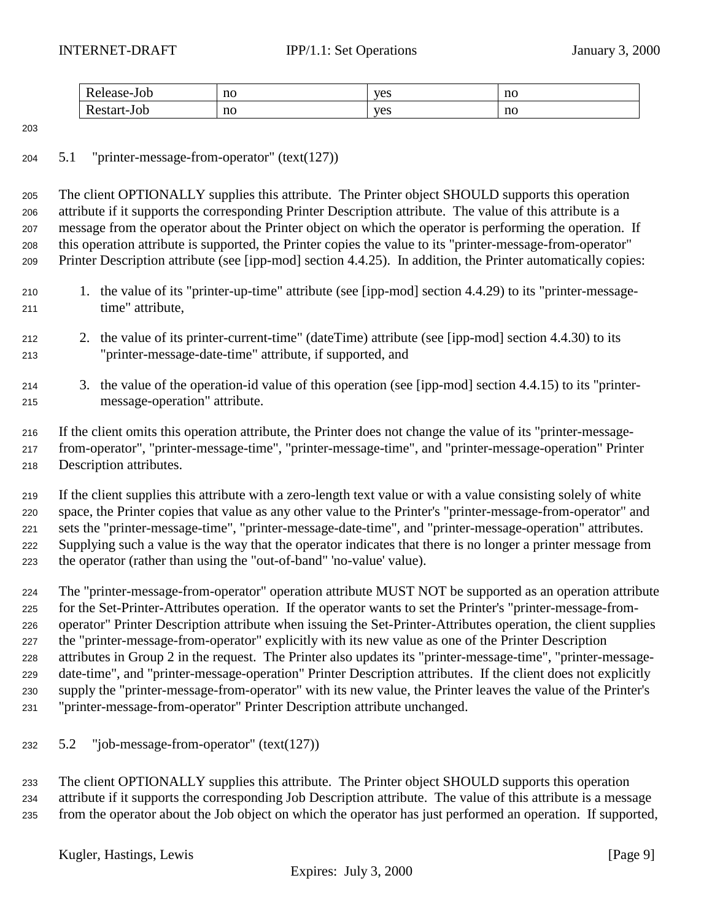| Release-Job | no | yes | no |
| --- | --- | --- | --- |
| Restart-Job | no | yes | no |

### 5.1 "printer-message-from-operator" (text(127))

The client OPTIONALLY supplies this attribute. The Printer object SHOULD supports this operation attribute if it supports the corresponding Printer Description attribute. The value of this attribute is a message from the operator about the Printer object on which the operator is performing the operation. If this operation attribute is supported, the Printer copies the value to its "printer-message-from-operator" Printer Description attribute (see [ipp-mod] section 4.4.25). In addition, the Printer automatically copies:

1. the value of its "printer-up-time" attribute (see [ipp-mod] section 4.4.29) to its "printer-message-time" attribute,
2. the value of its printer-current-time" (dateTime) attribute (see [ipp-mod] section 4.4.30) to its "printer-message-date-time" attribute, if supported, and
3. the value of the operation-id value of this operation (see [ipp-mod] section 4.4.15) to its "printer-message-operation" attribute.

If the client omits this operation attribute, the Printer does not change the value of its "printer-message-from-operator", "printer-message-time", "printer-message-time", and "printer-message-operation" Printer Description attributes.

If the client supplies this attribute with a zero-length text value or with a value consisting solely of white space, the Printer copies that value as any other value to the Printer's "printer-message-from-operator" and sets the "printer-message-time", "printer-message-date-time", and "printer-message-operation" attributes. Supplying such a value is the way that the operator indicates that there is no longer a printer message from the operator (rather than using the "out-of-band" 'no-value' value).

The "printer-message-from-operator" operation attribute MUST NOT be supported as an operation attribute for the Set-Printer-Attributes operation. If the operator wants to set the Printer's "printer-message-from-operator" Printer Description attribute when issuing the Set-Printer-Attributes operation, the client supplies the "printer-message-from-operator" explicitly with its new value as one of the Printer Description attributes in Group 2 in the request. The Printer also updates its "printer-message-time", "printer-message-date-time", and "printer-message-operation" Printer Description attributes. If the client does not explicitly supply the "printer-message-from-operator" with its new value, the Printer leaves the value of the Printer's "printer-message-from-operator" Printer Description attribute unchanged.

### 5.2 "job-message-from-operator" (text(127))

The client OPTIONALLY supplies this attribute. The Printer object SHOULD supports this operation attribute if it supports the corresponding Job Description attribute. The value of this attribute is a message from the operator about the Job object on which the operator has just performed an operation. If supported,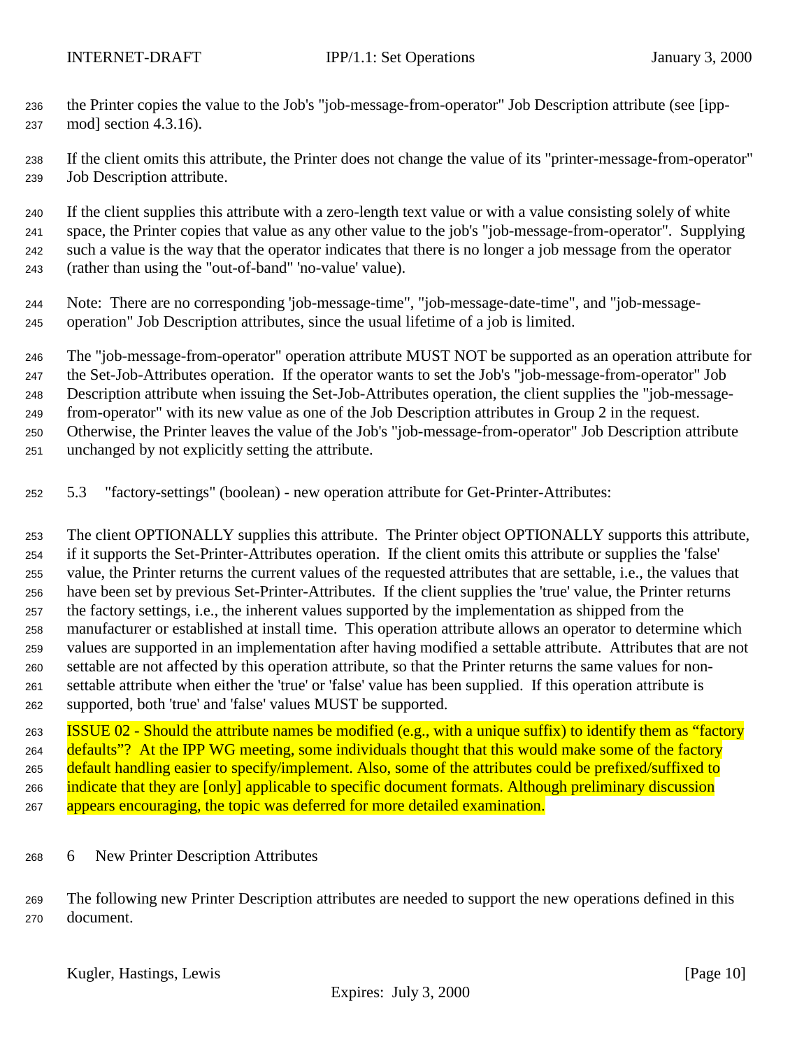the Printer copies the value to the Job's "job-message-from-operator" Job Description attribute (see [ipp-mod] section 4.3.16).

If the client omits this attribute, the Printer does not change the value of its "printer-message-from-operator" Job Description attribute.

If the client supplies this attribute with a zero-length text value or with a value consisting solely of white space, the Printer copies that value as any other value to the job's "job-message-from-operator". Supplying such a value is the way that the operator indicates that there is no longer a job message from the operator (rather than using the "out-of-band" 'no-value' value).

Note: There are no corresponding 'job-message-time", "job-message-date-time", and "job-message-operation" Job Description attributes, since the usual lifetime of a job is limited.

The "job-message-from-operator" operation attribute MUST NOT be supported as an operation attribute for the Set-Job-Attributes operation. If the operator wants to set the Job's "job-message-from-operator" Job Description attribute when issuing the Set-Job-Attributes operation, the client supplies the "job-message-from-operator" with its new value as one of the Job Description attributes in Group 2 in the request. Otherwise, the Printer leaves the value of the Job's "job-message-from-operator" Job Description attribute unchanged by not explicitly setting the attribute.

### 5.3 "factory-settings" (boolean) - new operation attribute for Get-Printer-Attributes:

The client OPTIONALLY supplies this attribute. The Printer object OPTIONALLY supports this attribute, if it supports the Set-Printer-Attributes operation. If the client omits this attribute or supplies the 'false' value, the Printer returns the current values of the requested attributes that are settable, i.e., the values that have been set by previous Set-Printer-Attributes. If the client supplies the 'true' value, the Printer returns the factory settings, i.e., the inherent values supported by the implementation as shipped from the manufacturer or established at install time. This operation attribute allows an operator to determine which values are supported in an implementation after having modified a settable attribute. Attributes that are not settable are not affected by this operation attribute, so that the Printer returns the same values for non-settable attribute when either the 'true' or 'false' value has been supplied. If this operation attribute is supported, both 'true' and 'false' values MUST be supported.

ISSUE 02 - Should the attribute names be modified (e.g., with a unique suffix) to identify them as “factory defaults”? At the IPP WG meeting, some individuals thought that this would make some of the factory default handling easier to specify/implement. Also, some of the attributes could be prefixed/suffixed to indicate that they are [only] applicable to specific document formats. Although preliminary discussion appears encouraging, the topic was deferred for more detailed examination.

## 6 New Printer Description Attributes

The following new Printer Description attributes are needed to support the new operations defined in this document.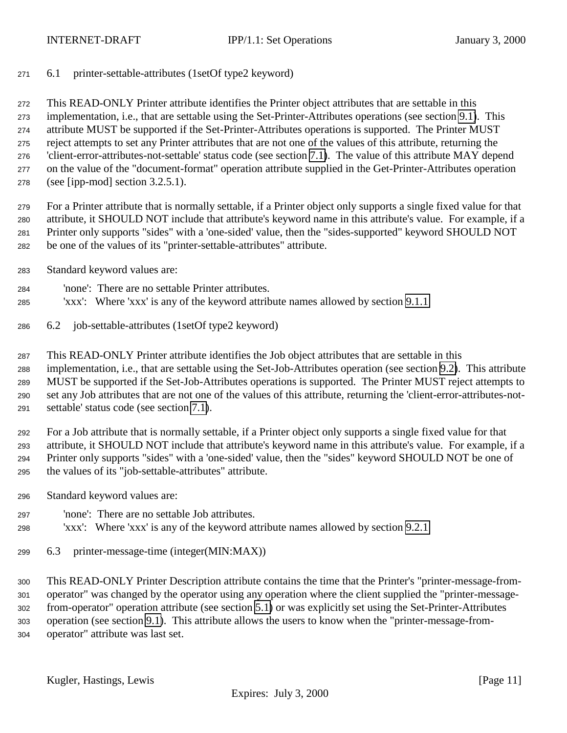### 6.1 printer-settable-attributes (1setOf type2 keyword)

This READ-ONLY Printer attribute identifies the Printer object attributes that are settable in this implementation, i.e., that are settable using the Set-Printer-Attributes operations (see section 9.1). This attribute MUST be supported if the Set-Printer-Attributes operations is supported. The Printer MUST reject attempts to set any Printer attributes that are not one of the values of this attribute, returning the 'client-error-attributes-not-settable' status code (see section 7.1). The value of this attribute MAY depend on the value of the "document-format" operation attribute supplied in the Get-Printer-Attributes operation (see [ipp-mod] section 3.2.5.1).

For a Printer attribute that is normally settable, if a Printer object only supports a single fixed value for that attribute, it SHOULD NOT include that attribute's keyword name in this attribute's value. For example, if a Printer only supports "sides" with a 'one-sided' value, then the "sides-supported" keyword SHOULD NOT be one of the values of its "printer-settable-attributes" attribute.

Standard keyword values are:

- 'none': There are no settable Printer attributes.
- 'xxx': Where 'xxx' is any of the keyword attribute names allowed by section 9.1.1

### 6.2 job-settable-attributes (1setOf type2 keyword)

This READ-ONLY Printer attribute identifies the Job object attributes that are settable in this implementation, i.e., that are settable using the Set-Job-Attributes operation (see section 9.2). This attribute MUST be supported if the Set-Job-Attributes operations is supported. The Printer MUST reject attempts to set any Job attributes that are not one of the values of this attribute, returning the 'client-error-attributes-not-settable' status code (see section 7.1).

For a Job attribute that is normally settable, if a Printer object only supports a single fixed value for that attribute, it SHOULD NOT include that attribute's keyword name in this attribute's value. For example, if a Printer only supports "sides" with a 'one-sided' value, then the "sides" keyword SHOULD NOT be one of the values of its "job-settable-attributes" attribute.

Standard keyword values are:

- 'none': There are no settable Job attributes.
- 'xxx': Where 'xxx' is any of the keyword attribute names allowed by section 9.2.1

### 6.3 printer-message-time (integer(MIN:MAX))

This READ-ONLY Printer Description attribute contains the time that the Printer's "printer-message-from-operator" was changed by the operator using any operation where the client supplied the "printer-message-from-operator" operation attribute (see section 5.1) or was explicitly set using the Set-Printer-Attributes operation (see section 9.1). This attribute allows the users to know when the "printer-message-from-operator" attribute was last set.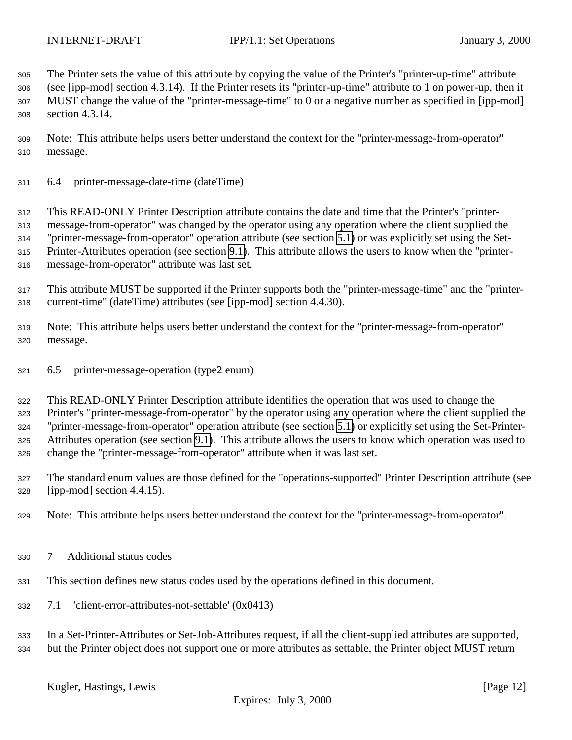The Printer sets the value of this attribute by copying the value of the Printer's "printer-up-time" attribute (see [ipp-mod] section 4.3.14). If the Printer resets its "printer-up-time" attribute to 1 on power-up, then it MUST change the value of the "printer-message-time" to 0 or a negative number as specified in [ipp-mod] section 4.3.14.

Note: This attribute helps users better understand the context for the "printer-message-from-operator" message.

### 6.4 printer-message-date-time (dateTime)

This READ-ONLY Printer Description attribute contains the date and time that the Printer's "printer-message-from-operator" was changed by the operator using any operation where the client supplied the "printer-message-from-operator" operation attribute (see section 5.1) or was explicitly set using the Set-Printer-Attributes operation (see section 9.1). This attribute allows the users to know when the "printer-message-from-operator" attribute was last set.

This attribute MUST be supported if the Printer supports both the "printer-message-time" and the "printer-current-time" (dateTime) attributes (see [ipp-mod] section 4.4.30).

Note: This attribute helps users better understand the context for the "printer-message-from-operator" message.

### 6.5 printer-message-operation (type2 enum)

This READ-ONLY Printer Description attribute identifies the operation that was used to change the Printer's "printer-message-from-operator" by the operator using any operation where the client supplied the "printer-message-from-operator" operation attribute (see section 5.1) or explicitly set using the Set-Printer-Attributes operation (see section 9.1). This attribute allows the users to know which operation was used to change the "printer-message-from-operator" attribute when it was last set.

The standard enum values are those defined for the "operations-supported" Printer Description attribute (see [ipp-mod] section 4.4.15).

Note: This attribute helps users better understand the context for the "printer-message-from-operator".

## 7 Additional status codes

This section defines new status codes used by the operations defined in this document.

### 7.1 'client-error-attributes-not-settable' (0x0413)

In a Set-Printer-Attributes or Set-Job-Attributes request, if all the client-supplied attributes are supported, but the Printer object does not support one or more attributes as settable, the Printer object MUST return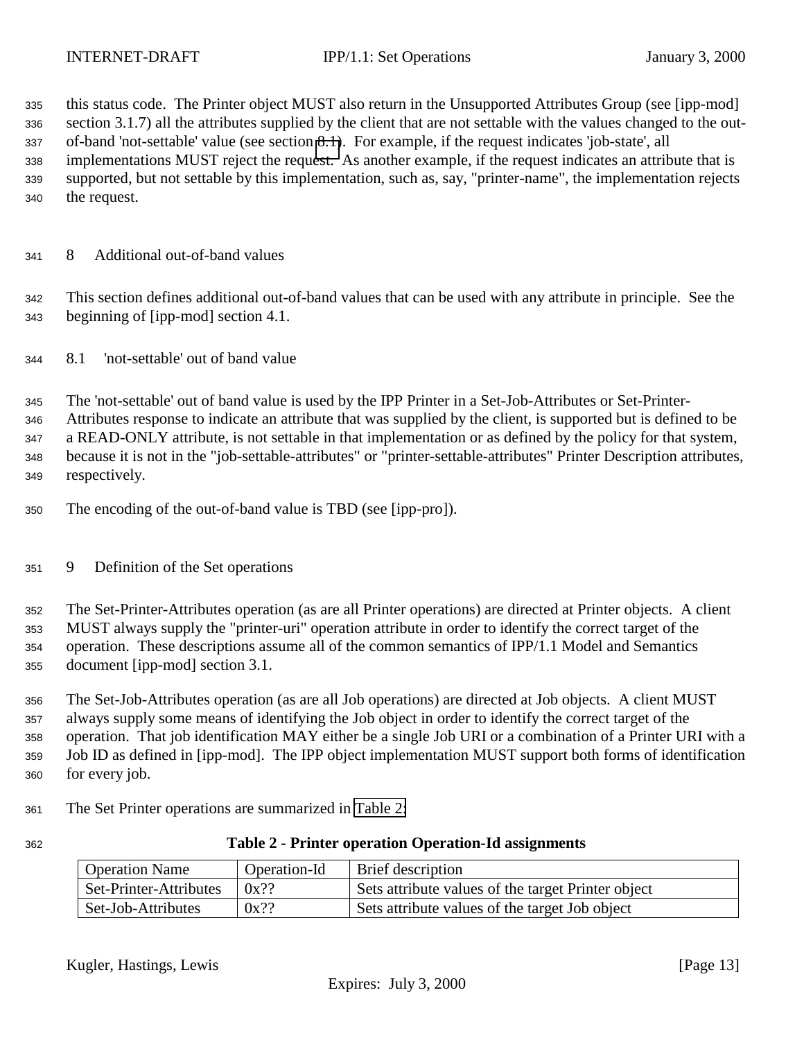this status code. The Printer object MUST also return in the Unsupported Attributes Group (see [ipp-mod] section 3.1.7) all the attributes supplied by the client that are not settable with the values changed to the out-of-band 'not-settable' value (see section 8.1). For example, if the request indicates 'job-state', all implementations MUST reject the request. As another example, if the request indicates an attribute that is supported, but not settable by this implementation, such as, say, "printer-name", the implementation rejects the request.

# 8 Additional out-of-band values

This section defines additional out-of-band values that can be used with any attribute in principle. See the beginning of [ipp-mod] section 4.1.

## 8.1 'not-settable' out of band value

The 'not-settable' out of band value is used by the IPP Printer in a Set-Job-Attributes or Set-Printer-Attributes response to indicate an attribute that was supplied by the client, is supported but is defined to be a READ-ONLY attribute, is not settable in that implementation or as defined by the policy for that system, because it is not in the "job-settable-attributes" or "printer-settable-attributes" Printer Description attributes, respectively.

The encoding of the out-of-band value is TBD (see [ipp-pro]).

# 9 Definition of the Set operations

The Set-Printer-Attributes operation (as are all Printer operations) are directed at Printer objects. A client MUST always supply the "printer-uri" operation attribute in order to identify the correct target of the operation. These descriptions assume all of the common semantics of IPP/1.1 Model and Semantics document [ipp-mod] section 3.1.

The Set-Job-Attributes operation (as are all Job operations) are directed at Job objects. A client MUST always supply some means of identifying the Job object in order to identify the correct target of the operation. That job identification MAY either be a single Job URI or a combination of a Printer URI with a Job ID as defined in [ipp-mod]. The IPP object implementation MUST support both forms of identification for every job.

The Set Printer operations are summarized in Table 2:

**Table 2 - Printer operation Operation-Id assignments**

| Operation Name | Operation-Id | Brief description |
| --- | --- | --- |
| Set-Printer-Attributes | 0x?? | Sets attribute values of the target Printer object |
| Set-Job-Attributes | 0x?? | Sets attribute values of the target Job object |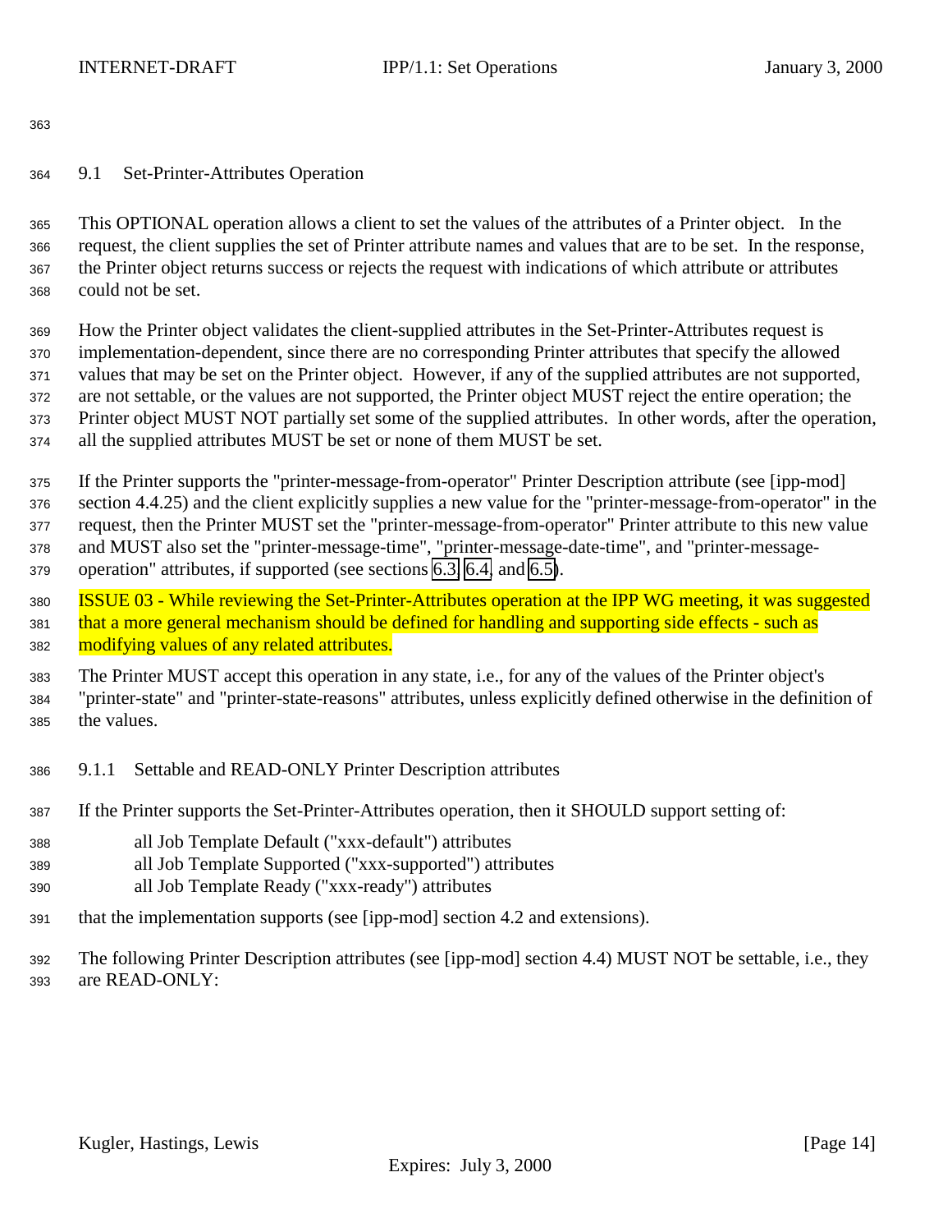## 9.1 Set-Printer-Attributes Operation

This OPTIONAL operation allows a client to set the values of the attributes of a Printer object. In the request, the client supplies the set of Printer attribute names and values that are to be set. In the response, the Printer object returns success or rejects the request with indications of which attribute or attributes could not be set.

How the Printer object validates the client-supplied attributes in the Set-Printer-Attributes request is implementation-dependent, since there are no corresponding Printer attributes that specify the allowed values that may be set on the Printer object. However, if any of the supplied attributes are not supported, are not settable, or the values are not supported, the Printer object MUST reject the entire operation; the Printer object MUST NOT partially set some of the supplied attributes. In other words, after the operation, all the supplied attributes MUST be set or none of them MUST be set.

If the Printer supports the "printer-message-from-operator" Printer Description attribute (see [ipp-mod] section 4.4.25) and the client explicitly supplies a new value for the "printer-message-from-operator" in the request, then the Printer MUST set the "printer-message-from-operator" Printer attribute to this new value and MUST also set the "printer-message-time", "printer-message-date-time", and "printer-message-operation" attributes, if supported (see sections 6.3, 6.4, and 6.5).

ISSUE 03 - While reviewing the Set-Printer-Attributes operation at the IPP WG meeting, it was suggested that a more general mechanism should be defined for handling and supporting side effects - such as modifying values of any related attributes.

The Printer MUST accept this operation in any state, i.e., for any of the values of the Printer object's "printer-state" and "printer-state-reasons" attributes, unless explicitly defined otherwise in the definition of the values.

### 9.1.1 Settable and READ-ONLY Printer Description attributes

If the Printer supports the Set-Printer-Attributes operation, then it SHOULD support setting of:

- all Job Template Default ("xxx-default") attributes
- all Job Template Supported ("xxx-supported") attributes
- all Job Template Ready ("xxx-ready") attributes

that the implementation supports (see [ipp-mod] section 4.2 and extensions).

The following Printer Description attributes (see [ipp-mod] section 4.4) MUST NOT be settable, i.e., they are READ-ONLY: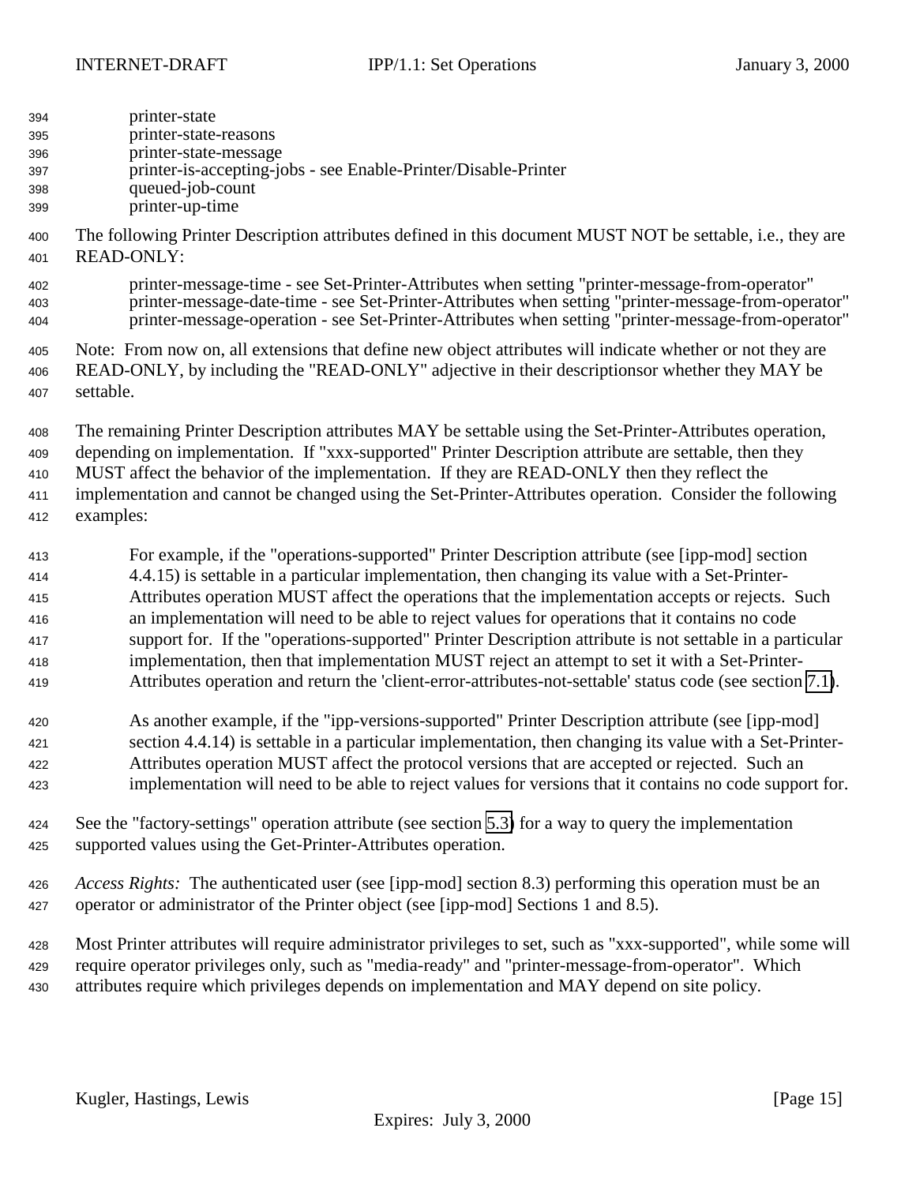printer-state
printer-state-reasons
printer-state-message
printer-is-accepting-jobs - see Enable-Printer/Disable-Printer
queued-job-count
printer-up-time

The following Printer Description attributes defined in this document MUST NOT be settable, i.e., they are READ-ONLY:

printer-message-time - see Set-Printer-Attributes when setting "printer-message-from-operator"
printer-message-date-time - see Set-Printer-Attributes when setting "printer-message-from-operator"
printer-message-operation - see Set-Printer-Attributes when setting "printer-message-from-operator"

Note: From now on, all extensions that define new object attributes will indicate whether or not they are READ-ONLY, by including the "READ-ONLY" adjective in their descriptionsor whether they MAY be settable.

The remaining Printer Description attributes MAY be settable using the Set-Printer-Attributes operation, depending on implementation. If "xxx-supported" Printer Description attribute are settable, then they MUST affect the behavior of the implementation. If they are READ-ONLY then they reflect the implementation and cannot be changed using the Set-Printer-Attributes operation. Consider the following examples:

For example, if the "operations-supported" Printer Description attribute (see [ipp-mod] section 4.4.15) is settable in a particular implementation, then changing its value with a Set-Printer-Attributes operation MUST affect the operations that the implementation accepts or rejects. Such an implementation will need to be able to reject values for operations that it contains no code support for. If the "operations-supported" Printer Description attribute is not settable in a particular implementation, then that implementation MUST reject an attempt to set it with a Set-Printer-Attributes operation and return the 'client-error-attributes-not-settable' status code (see section 7.1).

As another example, if the "ipp-versions-supported" Printer Description attribute (see [ipp-mod] section 4.4.14) is settable in a particular implementation, then changing its value with a Set-Printer-Attributes operation MUST affect the protocol versions that are accepted or rejected. Such an implementation will need to be able to reject values for versions that it contains no code support for.

See the "factory-settings" operation attribute (see section 5.3) for a way to query the implementation supported values using the Get-Printer-Attributes operation.

*Access Rights:* The authenticated user (see [ipp-mod] section 8.3) performing this operation must be an operator or administrator of the Printer object (see [ipp-mod] Sections 1 and 8.5).

Most Printer attributes will require administrator privileges to set, such as "xxx-supported", while some will require operator privileges only, such as "media-ready" and "printer-message-from-operator". Which attributes require which privileges depends on implementation and MAY depend on site policy.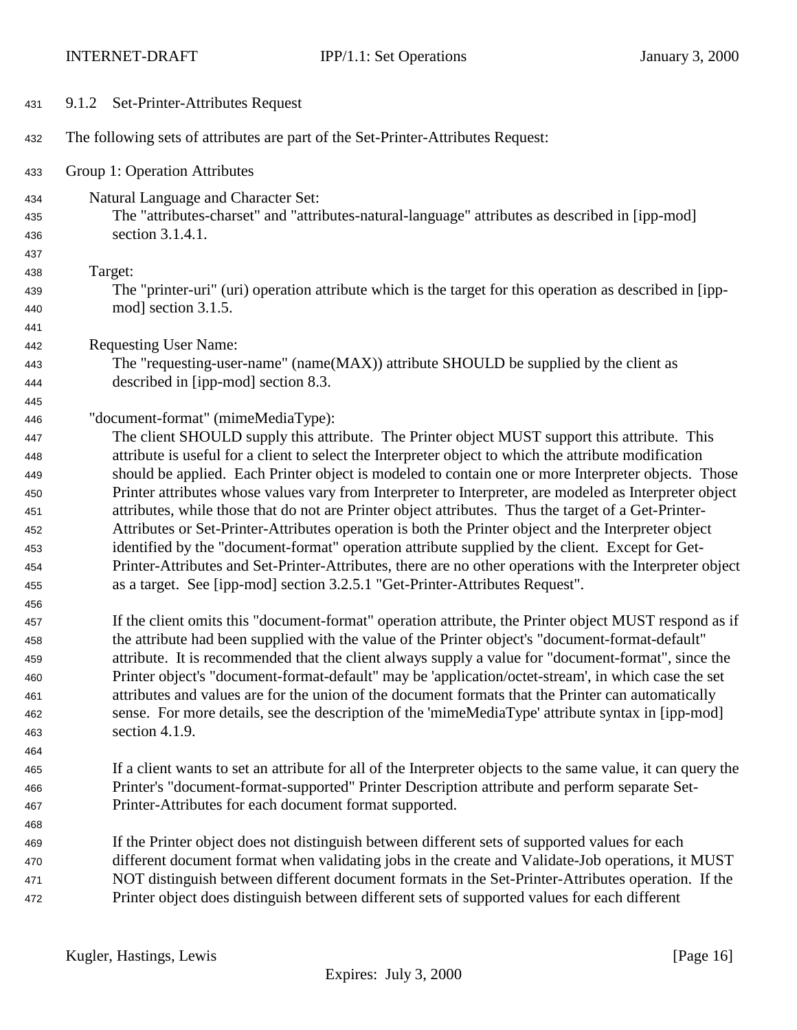### 9.1.2 Set-Printer-Attributes Request

The following sets of attributes are part of the Set-Printer-Attributes Request:

Group 1: Operation Attributes

Natural Language and Character Set:
The "attributes-charset" and "attributes-natural-language" attributes as described in [ipp-mod] section 3.1.4.1.

Target:
The "printer-uri" (uri) operation attribute which is the target for this operation as described in [ipp-mod] section 3.1.5.

Requesting User Name:
The "requesting-user-name" (name(MAX)) attribute SHOULD be supplied by the client as described in [ipp-mod] section 8.3.

"document-format" (mimeMediaType):
The client SHOULD supply this attribute. The Printer object MUST support this attribute. This attribute is useful for a client to select the Interpreter object to which the attribute modification should be applied. Each Printer object is modeled to contain one or more Interpreter objects. Those Printer attributes whose values vary from Interpreter to Interpreter, are modeled as Interpreter object attributes, while those that do not are Printer object attributes. Thus the target of a Get-Printer-Attributes or Set-Printer-Attributes operation is both the Printer object and the Interpreter object identified by the "document-format" operation attribute supplied by the client. Except for Get-Printer-Attributes and Set-Printer-Attributes, there are no other operations with the Interpreter object as a target. See [ipp-mod] section 3.2.5.1 "Get-Printer-Attributes Request".

If the client omits this "document-format" operation attribute, the Printer object MUST respond as if the attribute had been supplied with the value of the Printer object's "document-format-default" attribute. It is recommended that the client always supply a value for "document-format", since the Printer object's "document-format-default" may be 'application/octet-stream', in which case the set attributes and values are for the union of the document formats that the Printer can automatically sense. For more details, see the description of the 'mimeMediaType' attribute syntax in [ipp-mod] section 4.1.9.

If a client wants to set an attribute for all of the Interpreter objects to the same value, it can query the Printer's "document-format-supported" Printer Description attribute and perform separate Set-Printer-Attributes for each document format supported.

If the Printer object does not distinguish between different sets of supported values for each different document format when validating jobs in the create and Validate-Job operations, it MUST NOT distinguish between different document formats in the Set-Printer-Attributes operation. If the Printer object does distinguish between different sets of supported values for each different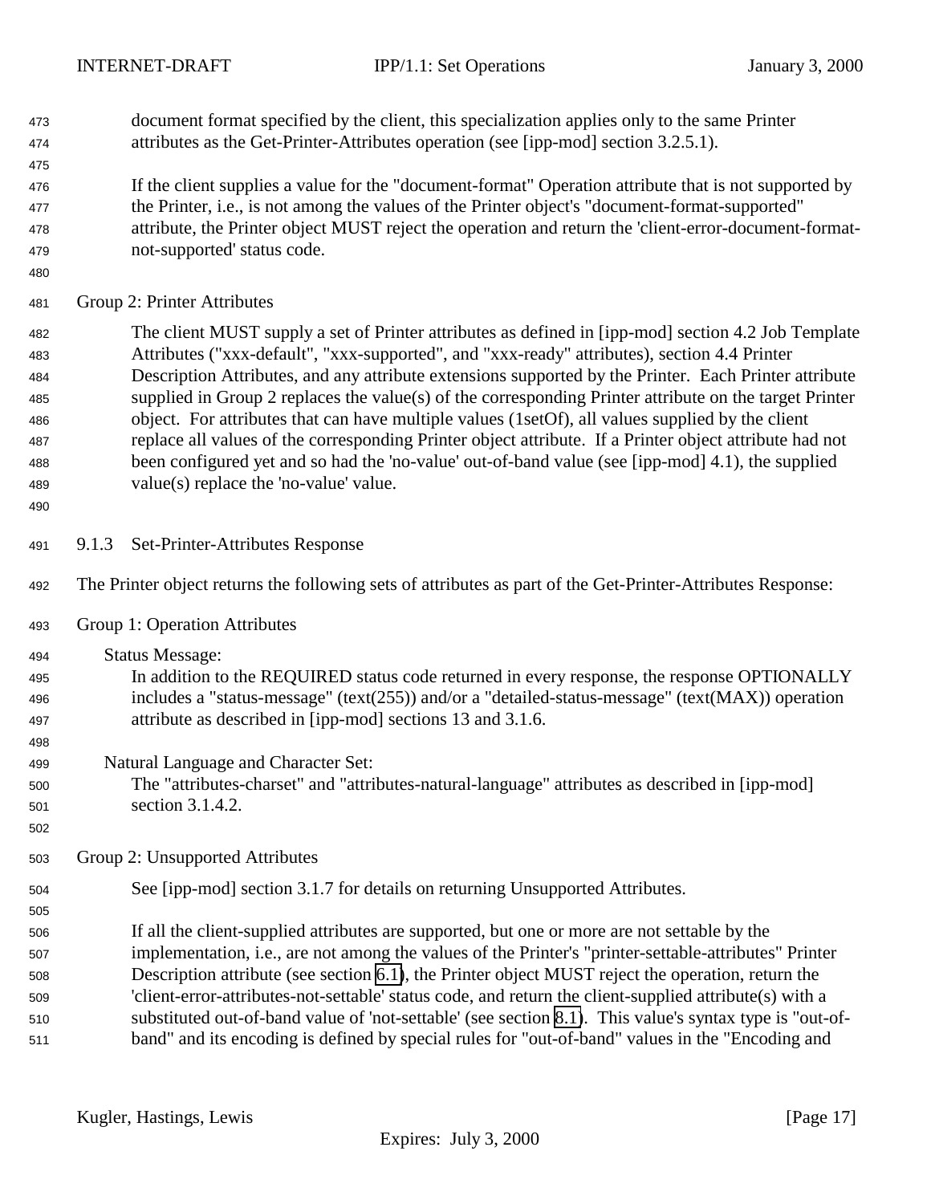document format specified by the client, this specialization applies only to the same Printer attributes as the Get-Printer-Attributes operation (see [ipp-mod] section 3.2.5.1).

If the client supplies a value for the "document-format" Operation attribute that is not supported by the Printer, i.e., is not among the values of the Printer object's "document-format-supported" attribute, the Printer object MUST reject the operation and return the 'client-error-document-format-not-supported' status code.

Group 2: Printer Attributes

The client MUST supply a set of Printer attributes as defined in [ipp-mod] section 4.2 Job Template Attributes ("xxx-default", "xxx-supported", and "xxx-ready" attributes), section 4.4 Printer Description Attributes, and any attribute extensions supported by the Printer. Each Printer attribute supplied in Group 2 replaces the value(s) of the corresponding Printer attribute on the target Printer object. For attributes that can have multiple values (1setOf), all values supplied by the client replace all values of the corresponding Printer object attribute. If a Printer object attribute had not been configured yet and so had the 'no-value' out-of-band value (see [ipp-mod] 4.1), the supplied value(s) replace the 'no-value' value.

### 9.1.3 Set-Printer-Attributes Response

The Printer object returns the following sets of attributes as part of the Get-Printer-Attributes Response:

Group 1: Operation Attributes

Status Message:
In addition to the REQUIRED status code returned in every response, the response OPTIONALLY includes a "status-message" (text(255)) and/or a "detailed-status-message" (text(MAX)) operation attribute as described in [ipp-mod] sections 13 and 3.1.6.

Natural Language and Character Set:
The "attributes-charset" and "attributes-natural-language" attributes as described in [ipp-mod] section 3.1.4.2.

Group 2: Unsupported Attributes

See [ipp-mod] section 3.1.7 for details on returning Unsupported Attributes.

If all the client-supplied attributes are supported, but one or more are not settable by the implementation, i.e., are not among the values of the Printer's "printer-settable-attributes" Printer Description attribute (see section 6.1), the Printer object MUST reject the operation, return the 'client-error-attributes-not-settable' status code, and return the client-supplied attribute(s) with a substituted out-of-band value of 'not-settable' (see section 8.1). This value's syntax type is "out-of-band" and its encoding is defined by special rules for "out-of-band" values in the "Encoding and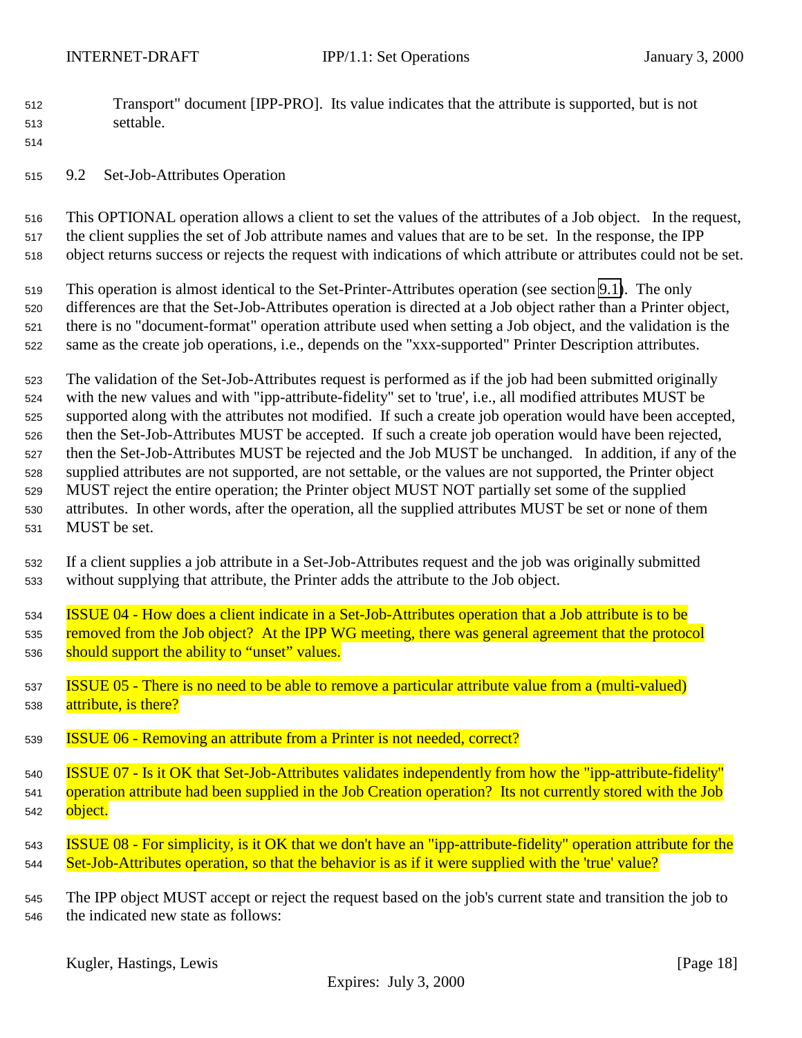Transport" document [IPP-PRO]. Its value indicates that the attribute is supported, but is not settable.

### 9.2 Set-Job-Attributes Operation

This OPTIONAL operation allows a client to set the values of the attributes of a Job object. In the request, the client supplies the set of Job attribute names and values that are to be set. In the response, the IPP object returns success or rejects the request with indications of which attribute or attributes could not be set.

This operation is almost identical to the Set-Printer-Attributes operation (see section 9.1). The only differences are that the Set-Job-Attributes operation is directed at a Job object rather than a Printer object, there is no "document-format" operation attribute used when setting a Job object, and the validation is the same as the create job operations, i.e., depends on the "xxx-supported" Printer Description attributes.

The validation of the Set-Job-Attributes request is performed as if the job had been submitted originally with the new values and with "ipp-attribute-fidelity" set to 'true', i.e., all modified attributes MUST be supported along with the attributes not modified. If such a create job operation would have been accepted, then the Set-Job-Attributes MUST be accepted. If such a create job operation would have been rejected, then the Set-Job-Attributes MUST be rejected and the Job MUST be unchanged. In addition, if any of the supplied attributes are not supported, are not settable, or the values are not supported, the Printer object MUST reject the entire operation; the Printer object MUST NOT partially set some of the supplied attributes. In other words, after the operation, all the supplied attributes MUST be set or none of them MUST be set.

If a client supplies a job attribute in a Set-Job-Attributes request and the job was originally submitted without supplying that attribute, the Printer adds the attribute to the Job object.

ISSUE 04 - How does a client indicate in a Set-Job-Attributes operation that a Job attribute is to be removed from the Job object? At the IPP WG meeting, there was general agreement that the protocol should support the ability to "unset" values.

ISSUE 05 - There is no need to be able to remove a particular attribute value from a (multi-valued) attribute, is there?

ISSUE 06 - Removing an attribute from a Printer is not needed, correct?

ISSUE 07 - Is it OK that Set-Job-Attributes validates independently from how the "ipp-attribute-fidelity" operation attribute had been supplied in the Job Creation operation? Its not currently stored with the Job object.

ISSUE 08 - For simplicity, is it OK that we don't have an "ipp-attribute-fidelity" operation attribute for the Set-Job-Attributes operation, so that the behavior is as if it were supplied with the 'true' value?

The IPP object MUST accept or reject the request based on the job's current state and transition the job to the indicated new state as follows: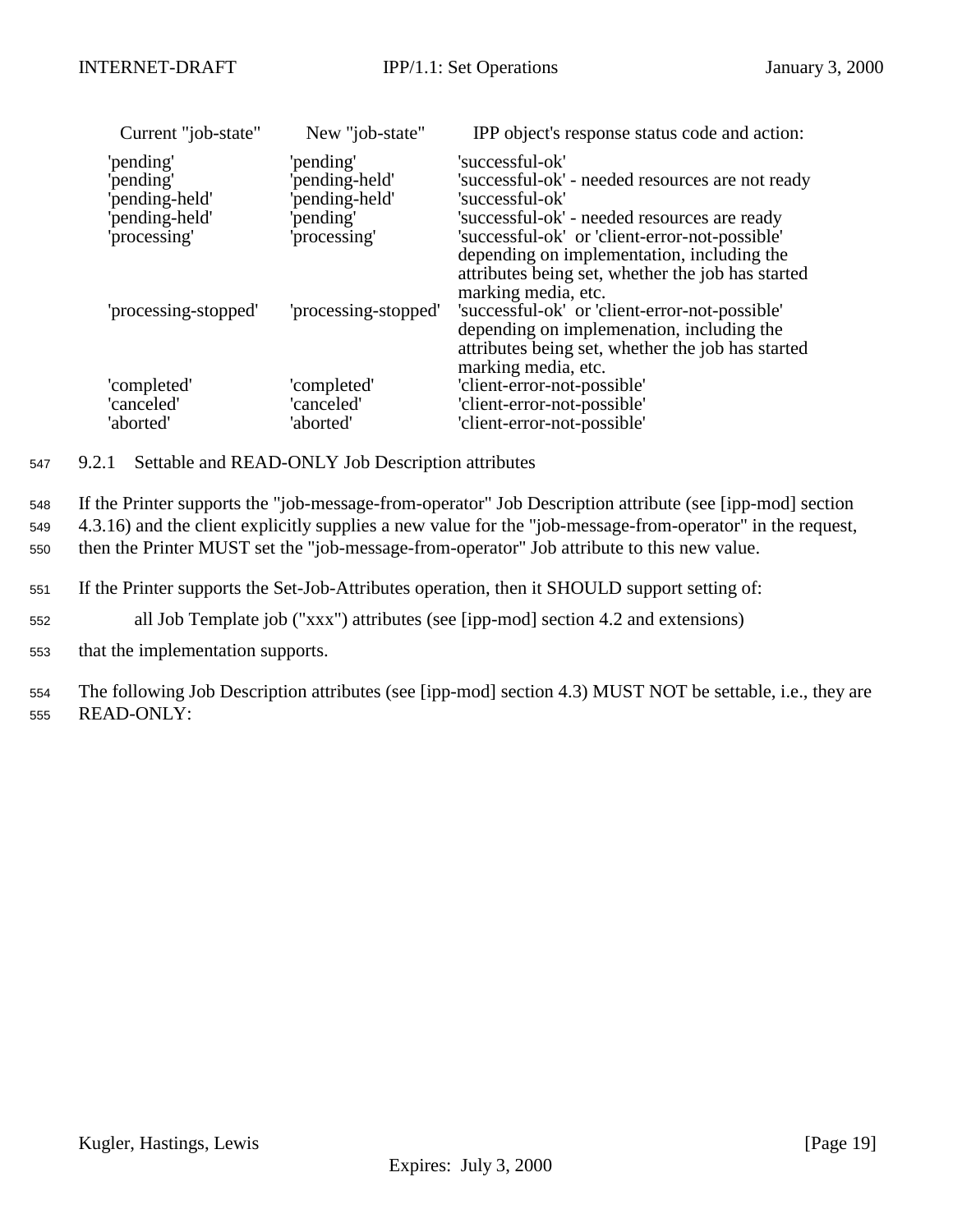| Current "job-state" | New "job-state" | IPP object's response status code and action: |
| --- | --- | --- |
| 'pending' | 'pending' | 'successful-ok' |
| 'pending' | 'pending-held' | 'successful-ok' - needed resources are not ready |
| 'pending-held' | 'pending-held' | 'successful-ok' |
| 'pending-held' | 'pending' | 'successful-ok' - needed resources are ready |
| 'processing' | 'processing' | 'successful-ok' or 'client-error-not-possible' depending on implementation, including the attributes being set, whether the job has started marking media, etc. |
| 'processing-stopped' | 'processing-stopped' | 'successful-ok' or 'client-error-not-possible' depending on implemenation, including the attributes being set, whether the job has started marking media, etc. |
| 'completed' | 'completed' | 'client-error-not-possible' |
| 'canceled' | 'canceled' | 'client-error-not-possible' |
| 'aborted' | 'aborted' | 'client-error-not-possible' |

### 9.2.1 Settable and READ-ONLY Job Description attributes

If the Printer supports the "job-message-from-operator" Job Description attribute (see [ipp-mod] section 4.3.16) and the client explicitly supplies a new value for the "job-message-from-operator" in the request, then the Printer MUST set the "job-message-from-operator" Job attribute to this new value.

If the Printer supports the Set-Job-Attributes operation, then it SHOULD support setting of:

all Job Template job ("xxx") attributes (see [ipp-mod] section 4.2 and extensions)

that the implementation supports.

The following Job Description attributes (see [ipp-mod] section 4.3) MUST NOT be settable, i.e., they are READ-ONLY: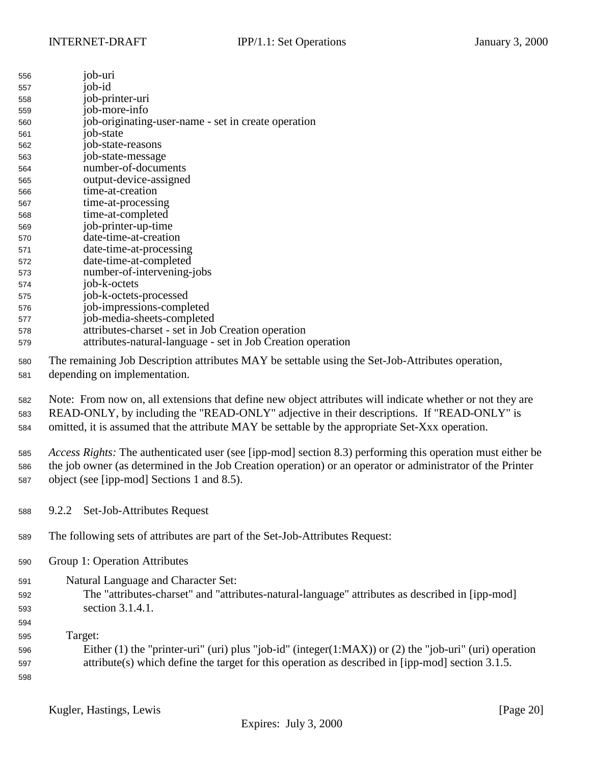job-uri
job-id
job-printer-uri
job-more-info
job-originating-user-name - set in create operation
job-state
job-state-reasons
job-state-message
number-of-documents
output-device-assigned
time-at-creation
time-at-processing
time-at-completed
job-printer-up-time
date-time-at-creation
date-time-at-processing
date-time-at-completed
number-of-intervening-jobs
job-k-octets
job-k-octets-processed
job-impressions-completed
job-media-sheets-completed
attributes-charset - set in Job Creation operation
attributes-natural-language - set in Job Creation operation

The remaining Job Description attributes MAY be settable using the Set-Job-Attributes operation, depending on implementation.

Note: From now on, all extensions that define new object attributes will indicate whether or not they are READ-ONLY, by including the "READ-ONLY" adjective in their descriptions. If "READ-ONLY" is omitted, it is assumed that the attribute MAY be settable by the appropriate Set-Xxx operation.

*Access Rights:* The authenticated user (see [ipp-mod] section 8.3) performing this operation must either be the job owner (as determined in the Job Creation operation) or an operator or administrator of the Printer object (see [ipp-mod] Sections 1 and 8.5).

### 9.2.2 Set-Job-Attributes Request

The following sets of attributes are part of the Set-Job-Attributes Request:

Group 1: Operation Attributes

Natural Language and Character Set:
The "attributes-charset" and "attributes-natural-language" attributes as described in [ipp-mod] section 3.1.4.1.

Target:
Either (1) the "printer-uri" (uri) plus "job-id" (integer(1:MAX)) or (2) the "job-uri" (uri) operation attribute(s) which define the target for this operation as described in [ipp-mod] section 3.1.5.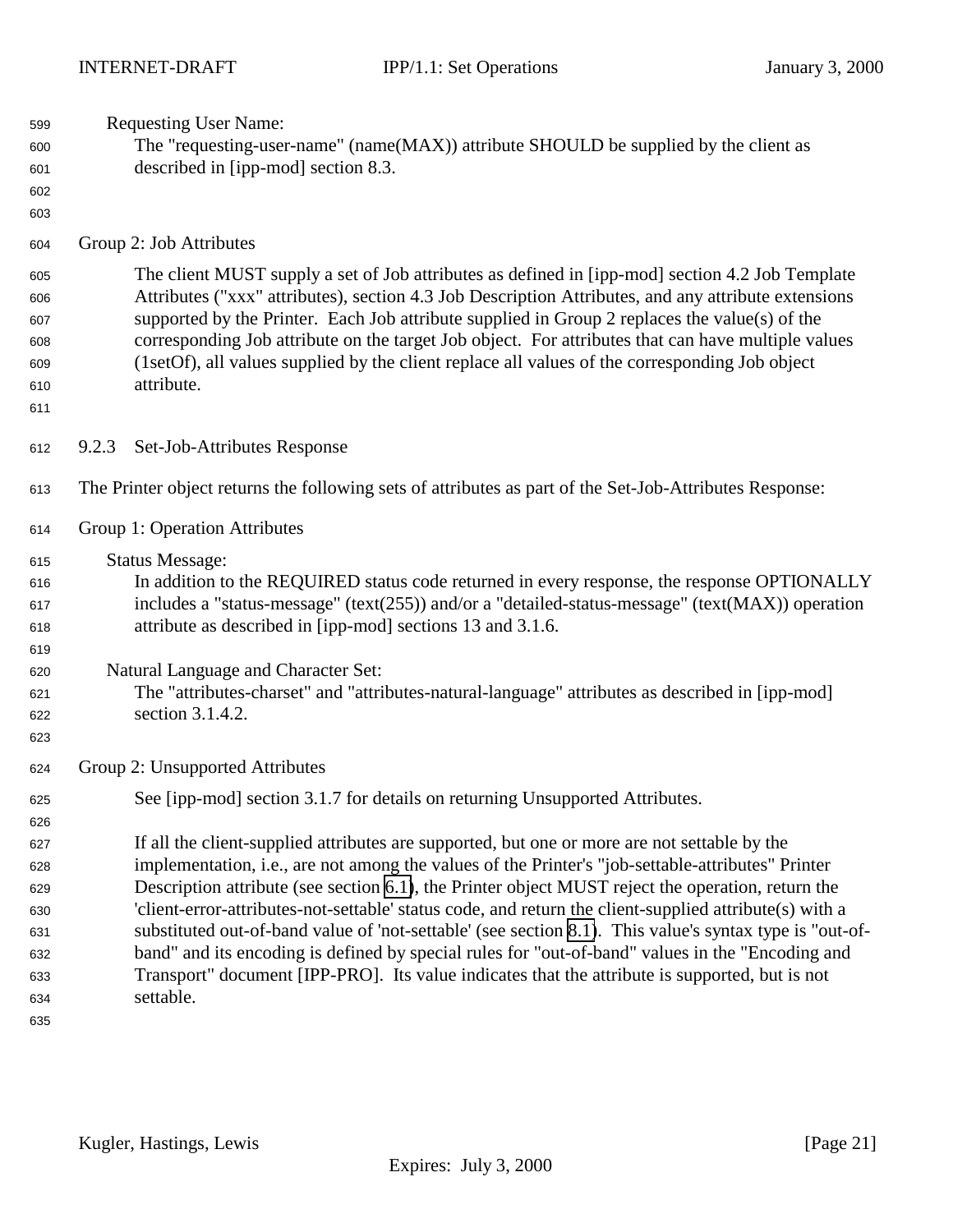Requesting User Name:

The "requesting-user-name" (name(MAX)) attribute SHOULD be supplied by the client as described in [ipp-mod] section 8.3.

Group 2: Job Attributes

The client MUST supply a set of Job attributes as defined in [ipp-mod] section 4.2 Job Template Attributes ("xxx" attributes), section 4.3 Job Description Attributes, and any attribute extensions supported by the Printer. Each Job attribute supplied in Group 2 replaces the value(s) of the corresponding Job attribute on the target Job object. For attributes that can have multiple values (1setOf), all values supplied by the client replace all values of the corresponding Job object attribute.

### 9.2.3 Set-Job-Attributes Response

The Printer object returns the following sets of attributes as part of the Set-Job-Attributes Response:

Group 1: Operation Attributes

Status Message:

In addition to the REQUIRED status code returned in every response, the response OPTIONALLY includes a "status-message" (text(255)) and/or a "detailed-status-message" (text(MAX)) operation attribute as described in [ipp-mod] sections 13 and 3.1.6.

Natural Language and Character Set:

The "attributes-charset" and "attributes-natural-language" attributes as described in [ipp-mod] section 3.1.4.2.

Group 2: Unsupported Attributes

See [ipp-mod] section 3.1.7 for details on returning Unsupported Attributes.

If all the client-supplied attributes are supported, but one or more are not settable by the implementation, i.e., are not among the values of the Printer's "job-settable-attributes" Printer Description attribute (see section 6.1), the Printer object MUST reject the operation, return the 'client-error-attributes-not-settable' status code, and return the client-supplied attribute(s) with a substituted out-of-band value of 'not-settable' (see section 8.1). This value's syntax type is "out-of-band" and its encoding is defined by special rules for "out-of-band" values in the "Encoding and Transport" document [IPP-PRO]. Its value indicates that the attribute is supported, but is not settable.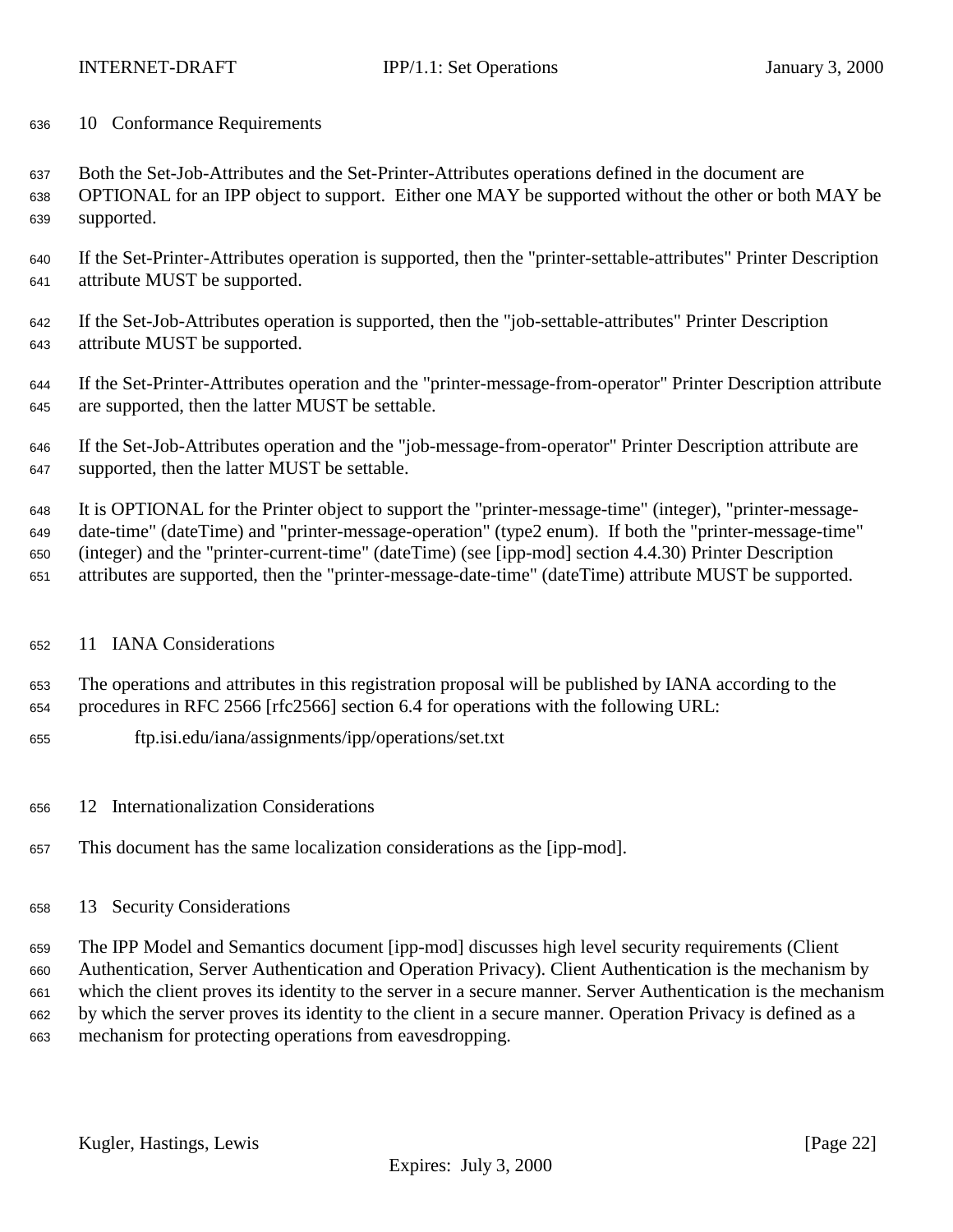## 10 Conformance Requirements

Both the Set-Job-Attributes and the Set-Printer-Attributes operations defined in the document are OPTIONAL for an IPP object to support. Either one MAY be supported without the other or both MAY be supported.

If the Set-Printer-Attributes operation is supported, then the "printer-settable-attributes" Printer Description attribute MUST be supported.

If the Set-Job-Attributes operation is supported, then the "job-settable-attributes" Printer Description attribute MUST be supported.

If the Set-Printer-Attributes operation and the "printer-message-from-operator" Printer Description attribute are supported, then the latter MUST be settable.

If the Set-Job-Attributes operation and the "job-message-from-operator" Printer Description attribute are supported, then the latter MUST be settable.

It is OPTIONAL for the Printer object to support the "printer-message-time" (integer), "printer-message-date-time" (dateTime) and "printer-message-operation" (type2 enum). If both the "printer-message-time" (integer) and the "printer-current-time" (dateTime) (see [ipp-mod] section 4.4.30) Printer Description attributes are supported, then the "printer-message-date-time" (dateTime) attribute MUST be supported.

## 11 IANA Considerations

The operations and attributes in this registration proposal will be published by IANA according to the procedures in RFC 2566 [rfc2566] section 6.4 for operations with the following URL:

ftp.isi.edu/iana/assignments/ipp/operations/set.txt

## 12 Internationalization Considerations

This document has the same localization considerations as the [ipp-mod].

## 13 Security Considerations

The IPP Model and Semantics document [ipp-mod] discusses high level security requirements (Client Authentication, Server Authentication and Operation Privacy). Client Authentication is the mechanism by which the client proves its identity to the server in a secure manner. Server Authentication is the mechanism by which the server proves its identity to the client in a secure manner. Operation Privacy is defined as a mechanism for protecting operations from eavesdropping.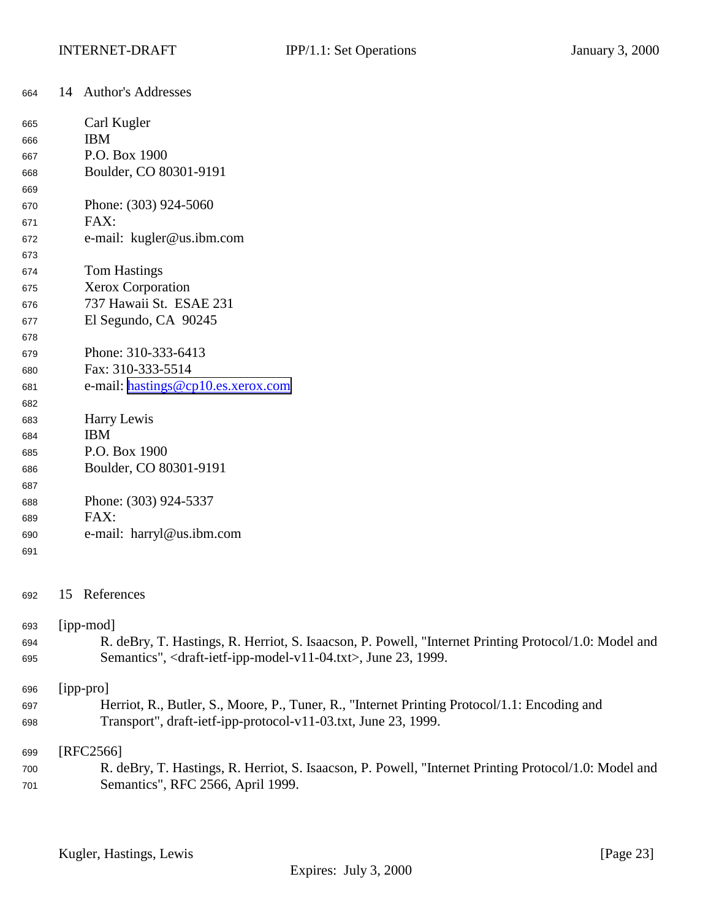## 14 Author's Addresses

Carl Kugler
IBM
P.O. Box 1900
Boulder, CO 80301-9191

Phone: (303) 924-5060
FAX:
e-mail: kugler@us.ibm.com

Tom Hastings
Xerox Corporation
737 Hawaii St. ESAE 231
El Segundo, CA 90245

Phone: 310-333-6413
Fax: 310-333-5514
e-mail: hastings@cp10.es.xerox.com

Harry Lewis
IBM
P.O. Box 1900
Boulder, CO 80301-9191

Phone: (303) 924-5337
FAX:
e-mail: harryl@us.ibm.com

## 15 References

[ipp-mod]
R. deBry, T. Hastings, R. Herriot, S. Isaacson, P. Powell, "Internet Printing Protocol/1.0: Model and Semantics", <draft-ietf-ipp-model-v11-04.txt>, June 23, 1999.

[ipp-pro]
Herriot, R., Butler, S., Moore, P., Tuner, R., "Internet Printing Protocol/1.1: Encoding and Transport", draft-ietf-ipp-protocol-v11-03.txt, June 23, 1999.

[RFC2566]
R. deBry, T. Hastings, R. Herriot, S. Isaacson, P. Powell, "Internet Printing Protocol/1.0: Model and Semantics", RFC 2566, April 1999.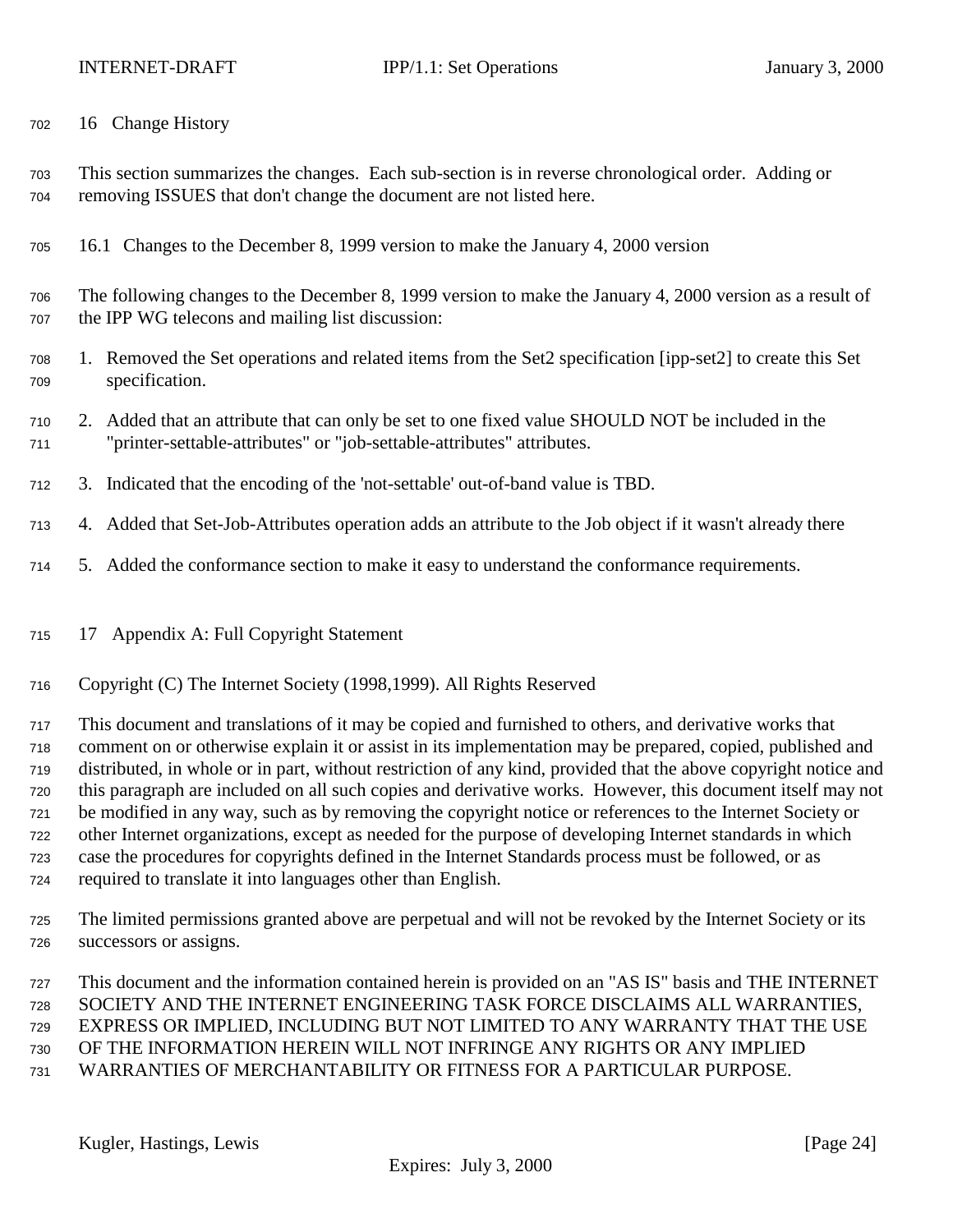## 16 Change History

This section summarizes the changes. Each sub-section is in reverse chronological order. Adding or removing ISSUES that don't change the document are not listed here.

### 16.1 Changes to the December 8, 1999 version to make the January 4, 2000 version

The following changes to the December 8, 1999 version to make the January 4, 2000 version as a result of the IPP WG telecons and mailing list discussion:

1. Removed the Set operations and related items from the Set2 specification [ipp-set2] to create this Set specification.
2. Added that an attribute that can only be set to one fixed value SHOULD NOT be included in the "printer-settable-attributes" or "job-settable-attributes" attributes.
3. Indicated that the encoding of the 'not-settable' out-of-band value is TBD.
4. Added that Set-Job-Attributes operation adds an attribute to the Job object if it wasn't already there
5. Added the conformance section to make it easy to understand the conformance requirements.

## 17 Appendix A: Full Copyright Statement

Copyright (C) The Internet Society (1998,1999). All Rights Reserved

This document and translations of it may be copied and furnished to others, and derivative works that comment on or otherwise explain it or assist in its implementation may be prepared, copied, published and distributed, in whole or in part, without restriction of any kind, provided that the above copyright notice and this paragraph are included on all such copies and derivative works. However, this document itself may not be modified in any way, such as by removing the copyright notice or references to the Internet Society or other Internet organizations, except as needed for the purpose of developing Internet standards in which case the procedures for copyrights defined in the Internet Standards process must be followed, or as required to translate it into languages other than English.

The limited permissions granted above are perpetual and will not be revoked by the Internet Society or its successors or assigns.

This document and the information contained herein is provided on an "AS IS" basis and THE INTERNET SOCIETY AND THE INTERNET ENGINEERING TASK FORCE DISCLAIMS ALL WARRANTIES, EXPRESS OR IMPLIED, INCLUDING BUT NOT LIMITED TO ANY WARRANTY THAT THE USE OF THE INFORMATION HEREIN WILL NOT INFRINGE ANY RIGHTS OR ANY IMPLIED WARRANTIES OF MERCHANTABILITY OR FITNESS FOR A PARTICULAR PURPOSE.